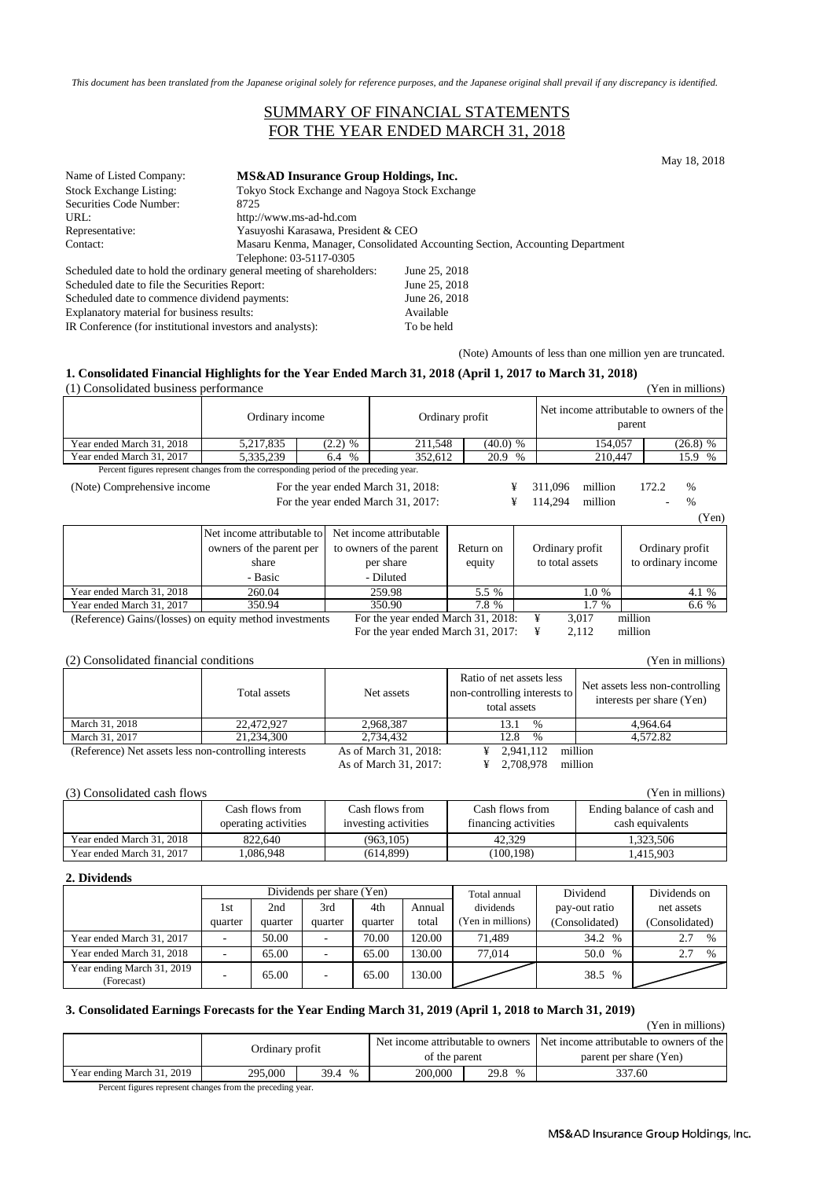*This document has been translated from the Japanese original solely for reference purposes, and the Japanese original shall prevail if any discrepancy is identified.*

# SUMMARY OF FINANCIAL STATEMENTS
# FOR THE YEAR ENDED MARCH 31, 2018

May 18, 2018

| | |
|---|---|
| Name of Listed Company: | **MS&AD Insurance Group Holdings, Inc.** |
| Stock Exchange Listing: | Tokyo Stock Exchange and Nagoya Stock Exchange |
| Securities Code Number: | 8725 |
| URL: | http://www.ms-ad-hd.com |
| Representative: | Yasuyoshi Karasawa, President & CEO |
| Contact: | Masaru Kenma, Manager, Consolidated Accounting Section, Accounting Department<br>Telephone: 03-5117-0305 |

| | |
|---|---|
| Scheduled date to hold the ordinary general meeting of shareholders: | June 25, 2018 |
| Scheduled date to file the Securities Report: | June 25, 2018 |
| Scheduled date to commence dividend payments: | June 26, 2018 |
| Explanatory material for business results: | Available |
| IR Conference (for institutional investors and analysts): | To be held |

(Note) Amounts of less than one million yen are truncated.

## 1. Consolidated Financial Highlights for the Year Ended March 31, 2018 (April 1, 2017 to March 31, 2018)

(1) Consolidated business performance (Yen in millions)

| | Ordinary income | | Ordinary profit | | Net income attributable to owners of the parent | |
|---|---|---|---|---|---|---|
| Year ended March 31, 2018 | 5,217,835 | (2.2) % | 211,548 | (40.0) % | 154,057 | (26.8) % |
| Year ended March 31, 2017 | 5,335,239 | 6.4 % | 352,612 | 20.9 % | 210,447 | 15.9 % |

Percent figures represent changes from the corresponding period of the preceding year.

(Note) Comprehensive income
For the year ended March 31, 2018: ¥ 311,096 million 172.2 %
For the year ended March 31, 2017: ¥ 114,294 million - %

(Yen)

| | Net income attributable to owners of the parent per share - Basic | Net income attributable to owners of the parent per share - Diluted | Return on equity | Ordinary profit to total assets | Ordinary profit to ordinary income |
|---|---|---|---|---|---|
| Year ended March 31, 2018 | 260.04 | 259.98 | 5.5 % | 1.0 % | 4.1 % |
| Year ended March 31, 2017 | 350.94 | 350.90 | 7.8 % | 1.7 % | 6.6 % |

(Reference) Gains/(losses) on equity method investments
For the year ended March 31, 2018: ¥ 3,017 million
For the year ended March 31, 2017: ¥ 2,112 million

(2) Consolidated financial conditions (Yen in millions)

| | Total assets | Net assets | Ratio of net assets less non-controlling interests to total assets | Net assets less non-controlling interests per share (Yen) |
|---|---|---|---|---|
| March 31, 2018 | 22,472,927 | 2,968,387 | 13.1 % | 4,964.64 |
| March 31, 2017 | 21,234,300 | 2,734,432 | 12.8 % | 4,572.82 |

(Reference) Net assets less non-controlling interests
As of March 31, 2018: ¥ 2,941,112 million
As of March 31, 2017: ¥ 2,708,978 million

(3) Consolidated cash flows (Yen in millions)

| | Cash flows from operating activities | Cash flows from investing activities | Cash flows from financing activities | Ending balance of cash and cash equivalents |
|---|---|---|---|---|
| Year ended March 31, 2018 | 822,640 | (963,105) | 42,329 | 1,323,506 |
| Year ended March 31, 2017 | 1,086,948 | (614,899) | (100,198) | 1,415,903 |

## 2. Dividends

| | Dividends per share (Yen) | | | | | Total annual dividends (Yen in millions) | Dividend pay-out ratio (Consolidated) | Dividends on net assets (Consolidated) |
|---|---|---|---|---|---|---|---|---|
| | 1st quarter | 2nd quarter | 3rd quarter | 4th quarter | Annual total | | | |
| Year ended March 31, 2017 | - | 50.00 | - | 70.00 | 120.00 | 71,489 | 34.2 % | 2.7 % |
| Year ended March 31, 2018 | - | 65.00 | - | 65.00 | 130.00 | 77,014 | 50.0 % | 2.7 % |
| Year ending March 31, 2019 (Forecast) | - | 65.00 | - | 65.00 | 130.00 | | 38.5 % | |

## 3. Consolidated Earnings Forecasts for the Year Ending March 31, 2019 (April 1, 2018 to March 31, 2019)

(Yen in millions)

| | Ordinary profit | | Net income attributable to owners of the parent | | Net income attributable to owners of the parent per share (Yen) |
|---|---|---|---|---|---|
| Year ending March 31, 2019 | 295,000 | 39.4 % | 200,000 | 29.8 % | 337.60 |

Percent figures represent changes from the preceding year.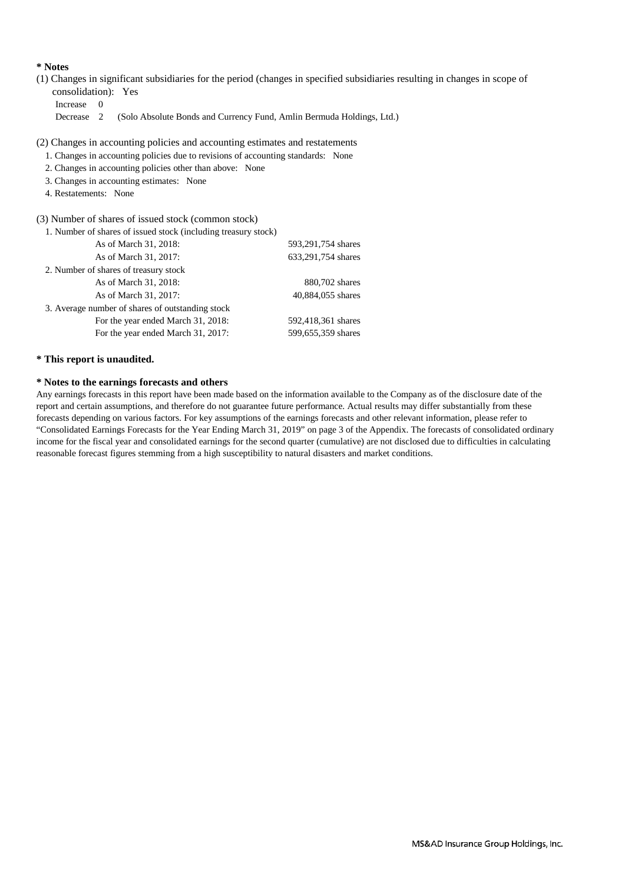**\* Notes**

(1) Changes in significant subsidiaries for the period (changes in specified subsidiaries resulting in changes in scope of consolidation): Yes

Increase 0

Decrease 2 (Solo Absolute Bonds and Currency Fund, Amlin Bermuda Holdings, Ltd.)

(2) Changes in accounting policies and accounting estimates and restatements

1. Changes in accounting policies due to revisions of accounting standards: None
2. Changes in accounting policies other than above: None
3. Changes in accounting estimates: None
4. Restatements: None

(3) Number of shares of issued stock (common stock)

| | |
|---|---|
| 1. Number of shares of issued stock (including treasury stock) | |
| As of March 31, 2018: | 593,291,754 shares |
| As of March 31, 2017: | 633,291,754 shares |
| 2. Number of shares of treasury stock | |
| As of March 31, 2018: | 880,702 shares |
| As of March 31, 2017: | 40,884,055 shares |
| 3. Average number of shares of outstanding stock | |
| For the year ended March 31, 2018: | 592,418,361 shares |
| For the year ended March 31, 2017: | 599,655,359 shares |

**\* This report is unaudited.**

**\* Notes to the earnings forecasts and others**

Any earnings forecasts in this report have been made based on the information available to the Company as of the disclosure date of the report and certain assumptions, and therefore do not guarantee future performance. Actual results may differ substantially from these forecasts depending on various factors. For key assumptions of the earnings forecasts and other relevant information, please refer to "Consolidated Earnings Forecasts for the Year Ending March 31, 2019" on page 3 of the Appendix. The forecasts of consolidated ordinary income for the fiscal year and consolidated earnings for the second quarter (cumulative) are not disclosed due to difficulties in calculating reasonable forecast figures stemming from a high susceptibility to natural disasters and market conditions.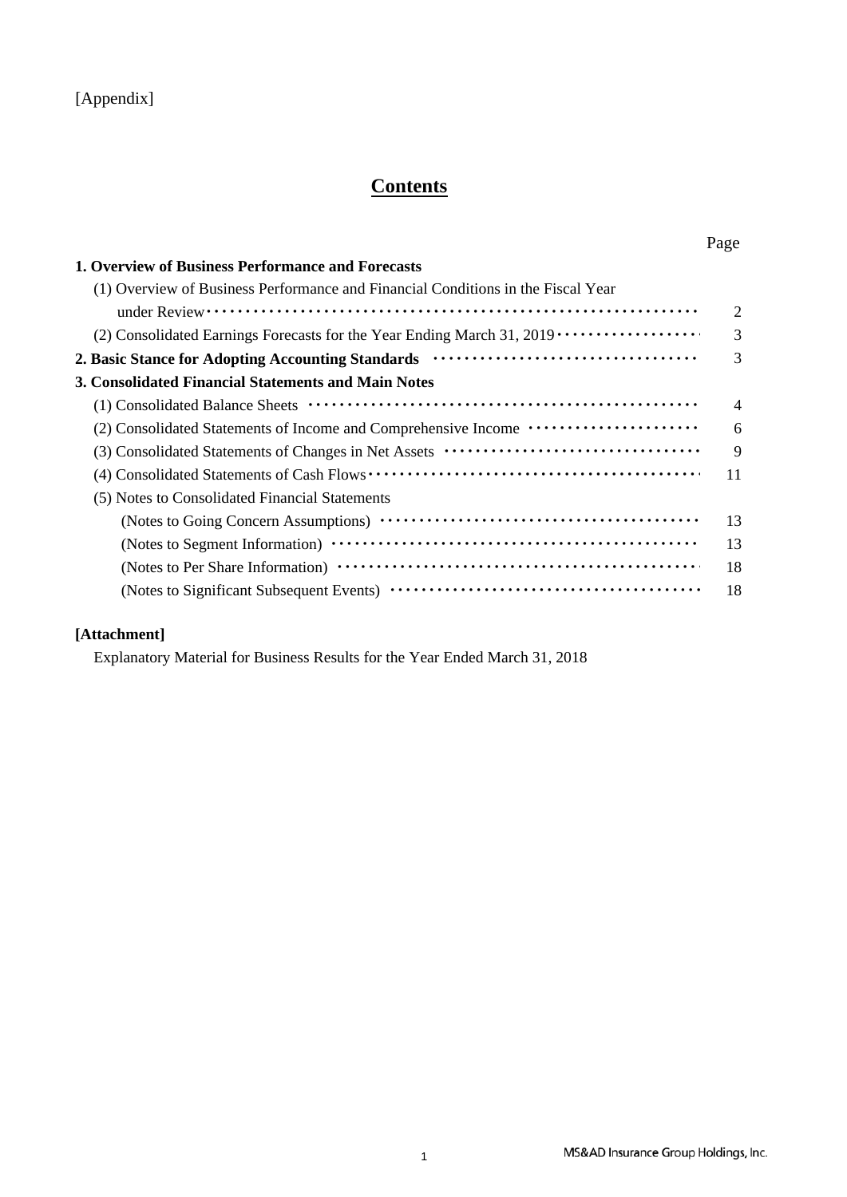[Appendix]

# Contents

| | Page |
|---|---|
| **1. Overview of Business Performance and Forecasts** | |
| (1) Overview of Business Performance and Financial Conditions in the Fiscal Year under Review | 2 |
| (2) Consolidated Earnings Forecasts for the Year Ending March 31, 2019 | 3 |
| **2. Basic Stance for Adopting Accounting Standards** | 3 |
| **3. Consolidated Financial Statements and Main Notes** | |
| (1) Consolidated Balance Sheets | 4 |
| (2) Consolidated Statements of Income and Comprehensive Income | 6 |
| (3) Consolidated Statements of Changes in Net Assets | 9 |
| (4) Consolidated Statements of Cash Flows | 11 |
| (5) Notes to Consolidated Financial Statements | |
| (Notes to Going Concern Assumptions) | 13 |
| (Notes to Segment Information) | 13 |
| (Notes to Per Share Information) | 18 |
| (Notes to Significant Subsequent Events) | 18 |

**[Attachment]**

Explanatory Material for Business Results for the Year Ended March 31, 2018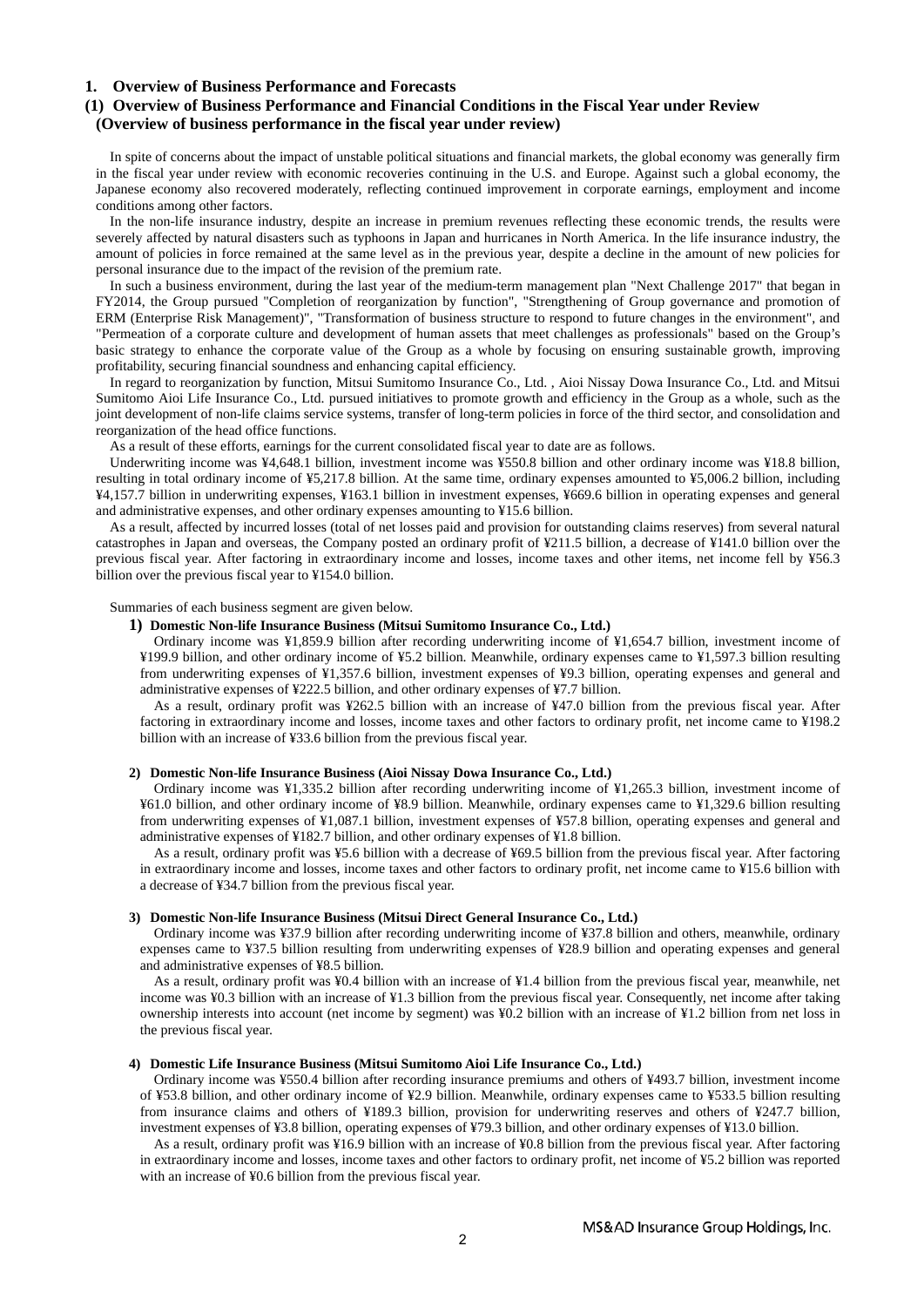## 1. Overview of Business Performance and Forecasts

### (1) Overview of Business Performance and Financial Conditions in the Fiscal Year under Review

#### (Overview of business performance in the fiscal year under review)

In spite of concerns about the impact of unstable political situations and financial markets, the global economy was generally firm in the fiscal year under review with economic recoveries continuing in the U.S. and Europe. Against such a global economy, the Japanese economy also recovered moderately, reflecting continued improvement in corporate earnings, employment and income conditions among other factors.

In the non-life insurance industry, despite an increase in premium revenues reflecting these economic trends, the results were severely affected by natural disasters such as typhoons in Japan and hurricanes in North America. In the life insurance industry, the amount of policies in force remained at the same level as in the previous year, despite a decline in the amount of new policies for personal insurance due to the impact of the revision of the premium rate.

In such a business environment, during the last year of the medium-term management plan "Next Challenge 2017" that began in FY2014, the Group pursued "Completion of reorganization by function", "Strengthening of Group governance and promotion of ERM (Enterprise Risk Management)", "Transformation of business structure to respond to future changes in the environment", and "Permeation of a corporate culture and development of human assets that meet challenges as professionals" based on the Group's basic strategy to enhance the corporate value of the Group as a whole by focusing on ensuring sustainable growth, improving profitability, securing financial soundness and enhancing capital efficiency.

In regard to reorganization by function, Mitsui Sumitomo Insurance Co., Ltd. , Aioi Nissay Dowa Insurance Co., Ltd. and Mitsui Sumitomo Aioi Life Insurance Co., Ltd. pursued initiatives to promote growth and efficiency in the Group as a whole, such as the joint development of non-life claims service systems, transfer of long-term policies in force of the third sector, and consolidation and reorganization of the head office functions.

As a result of these efforts, earnings for the current consolidated fiscal year to date are as follows.

Underwriting income was ¥4,648.1 billion, investment income was ¥550.8 billion and other ordinary income was ¥18.8 billion, resulting in total ordinary income of ¥5,217.8 billion. At the same time, ordinary expenses amounted to ¥5,006.2 billion, including ¥4,157.7 billion in underwriting expenses, ¥163.1 billion in investment expenses, ¥669.6 billion in operating expenses and general and administrative expenses, and other ordinary expenses amounting to ¥15.6 billion.

As a result, affected by incurred losses (total of net losses paid and provision for outstanding claims reserves) from several natural catastrophes in Japan and overseas, the Company posted an ordinary profit of ¥211.5 billion, a decrease of ¥141.0 billion over the previous fiscal year. After factoring in extraordinary income and losses, income taxes and other items, net income fell by ¥56.3 billion over the previous fiscal year to ¥154.0 billion.

Summaries of each business segment are given below.

**1) Domestic Non-life Insurance Business (Mitsui Sumitomo Insurance Co., Ltd.)**

Ordinary income was ¥1,859.9 billion after recording underwriting income of ¥1,654.7 billion, investment income of ¥199.9 billion, and other ordinary income of ¥5.2 billion. Meanwhile, ordinary expenses came to ¥1,597.3 billion resulting from underwriting expenses of ¥1,357.6 billion, investment expenses of ¥9.3 billion, operating expenses and general and administrative expenses of ¥222.5 billion, and other ordinary expenses of ¥7.7 billion.

As a result, ordinary profit was ¥262.5 billion with an increase of ¥47.0 billion from the previous fiscal year. After factoring in extraordinary income and losses, income taxes and other factors to ordinary profit, net income came to ¥198.2 billion with an increase of ¥33.6 billion from the previous fiscal year.

**2) Domestic Non-life Insurance Business (Aioi Nissay Dowa Insurance Co., Ltd.)**

Ordinary income was ¥1,335.2 billion after recording underwriting income of ¥1,265.3 billion, investment income of ¥61.0 billion, and other ordinary income of ¥8.9 billion. Meanwhile, ordinary expenses came to ¥1,329.6 billion resulting from underwriting expenses of ¥1,087.1 billion, investment expenses of ¥57.8 billion, operating expenses and general and administrative expenses of ¥182.7 billion, and other ordinary expenses of ¥1.8 billion.

As a result, ordinary profit was ¥5.6 billion with a decrease of ¥69.5 billion from the previous fiscal year. After factoring in extraordinary income and losses, income taxes and other factors to ordinary profit, net income came to ¥15.6 billion with a decrease of ¥34.7 billion from the previous fiscal year.

**3) Domestic Non-life Insurance Business (Mitsui Direct General Insurance Co., Ltd.)**

Ordinary income was ¥37.9 billion after recording underwriting income of ¥37.8 billion and others, meanwhile, ordinary expenses came to ¥37.5 billion resulting from underwriting expenses of ¥28.9 billion and operating expenses and general and administrative expenses of ¥8.5 billion.

As a result, ordinary profit was ¥0.4 billion with an increase of ¥1.4 billion from the previous fiscal year, meanwhile, net income was ¥0.3 billion with an increase of ¥1.3 billion from the previous fiscal year. Consequently, net income after taking ownership interests into account (net income by segment) was ¥0.2 billion with an increase of ¥1.2 billion from net loss in the previous fiscal year.

**4) Domestic Life Insurance Business (Mitsui Sumitomo Aioi Life Insurance Co., Ltd.)**

Ordinary income was ¥550.4 billion after recording insurance premiums and others of ¥493.7 billion, investment income of ¥53.8 billion, and other ordinary income of ¥2.9 billion. Meanwhile, ordinary expenses came to ¥533.5 billion resulting from insurance claims and others of ¥189.3 billion, provision for underwriting reserves and others of ¥247.7 billion, investment expenses of ¥3.8 billion, operating expenses of ¥79.3 billion, and other ordinary expenses of ¥13.0 billion.

As a result, ordinary profit was ¥16.9 billion with an increase of ¥0.8 billion from the previous fiscal year. After factoring in extraordinary income and losses, income taxes and other factors to ordinary profit, net income of ¥5.2 billion was reported with an increase of ¥0.6 billion from the previous fiscal year.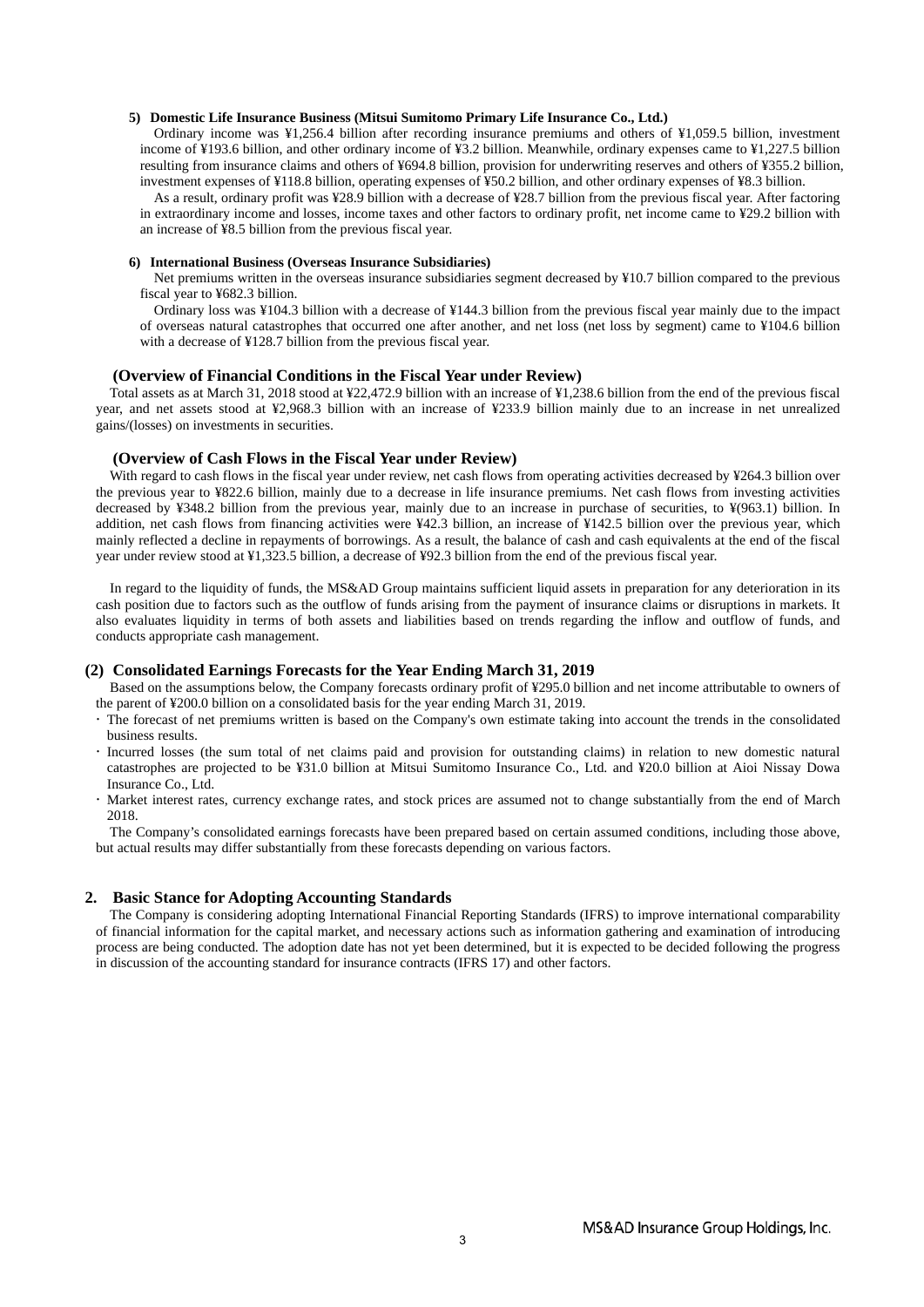#### 5) Domestic Life Insurance Business (Mitsui Sumitomo Primary Life Insurance Co., Ltd.)

Ordinary income was ¥1,256.4 billion after recording insurance premiums and others of ¥1,059.5 billion, investment income of ¥193.6 billion, and other ordinary income of ¥3.2 billion. Meanwhile, ordinary expenses came to ¥1,227.5 billion resulting from insurance claims and others of ¥694.8 billion, provision for underwriting reserves and others of ¥355.2 billion, investment expenses of ¥118.8 billion, operating expenses of ¥50.2 billion, and other ordinary expenses of ¥8.3 billion.

As a result, ordinary profit was ¥28.9 billion with a decrease of ¥28.7 billion from the previous fiscal year. After factoring in extraordinary income and losses, income taxes and other factors to ordinary profit, net income came to ¥29.2 billion with an increase of ¥8.5 billion from the previous fiscal year.

#### 6) International Business (Overseas Insurance Subsidiaries)

Net premiums written in the overseas insurance subsidiaries segment decreased by ¥10.7 billion compared to the previous fiscal year to ¥682.3 billion.

Ordinary loss was ¥104.3 billion with a decrease of ¥144.3 billion from the previous fiscal year mainly due to the impact of overseas natural catastrophes that occurred one after another, and net loss (net loss by segment) came to ¥104.6 billion with a decrease of ¥128.7 billion from the previous fiscal year.

### (Overview of Financial Conditions in the Fiscal Year under Review)

Total assets as at March 31, 2018 stood at ¥22,472.9 billion with an increase of ¥1,238.6 billion from the end of the previous fiscal year, and net assets stood at ¥2,968.3 billion with an increase of ¥233.9 billion mainly due to an increase in net unrealized gains/(losses) on investments in securities.

### (Overview of Cash Flows in the Fiscal Year under Review)

With regard to cash flows in the fiscal year under review, net cash flows from operating activities decreased by ¥264.3 billion over the previous year to ¥822.6 billion, mainly due to a decrease in life insurance premiums. Net cash flows from investing activities decreased by ¥348.2 billion from the previous year, mainly due to an increase in purchase of securities, to ¥(963.1) billion. In addition, net cash flows from financing activities were ¥42.3 billion, an increase of ¥142.5 billion over the previous year, which mainly reflected a decline in repayments of borrowings. As a result, the balance of cash and cash equivalents at the end of the fiscal year under review stood at ¥1,323.5 billion, a decrease of ¥92.3 billion from the end of the previous fiscal year.

In regard to the liquidity of funds, the MS&AD Group maintains sufficient liquid assets in preparation for any deterioration in its cash position due to factors such as the outflow of funds arising from the payment of insurance claims or disruptions in markets. It also evaluates liquidity in terms of both assets and liabilities based on trends regarding the inflow and outflow of funds, and conducts appropriate cash management.

### (2) Consolidated Earnings Forecasts for the Year Ending March 31, 2019

Based on the assumptions below, the Company forecasts ordinary profit of ¥295.0 billion and net income attributable to owners of the parent of ¥200.0 billion on a consolidated basis for the year ending March 31, 2019.

- The forecast of net premiums written is based on the Company's own estimate taking into account the trends in the consolidated business results.
- Incurred losses (the sum total of net claims paid and provision for outstanding claims) in relation to new domestic natural catastrophes are projected to be ¥31.0 billion at Mitsui Sumitomo Insurance Co., Ltd. and ¥20.0 billion at Aioi Nissay Dowa Insurance Co., Ltd.
- Market interest rates, currency exchange rates, and stock prices are assumed not to change substantially from the end of March 2018.

The Company's consolidated earnings forecasts have been prepared based on certain assumed conditions, including those above, but actual results may differ substantially from these forecasts depending on various factors.

## 2. Basic Stance for Adopting Accounting Standards

The Company is considering adopting International Financial Reporting Standards (IFRS) to improve international comparability of financial information for the capital market, and necessary actions such as information gathering and examination of introducing process are being conducted. The adoption date has not yet been determined, but it is expected to be decided following the progress in discussion of the accounting standard for insurance contracts (IFRS 17) and other factors.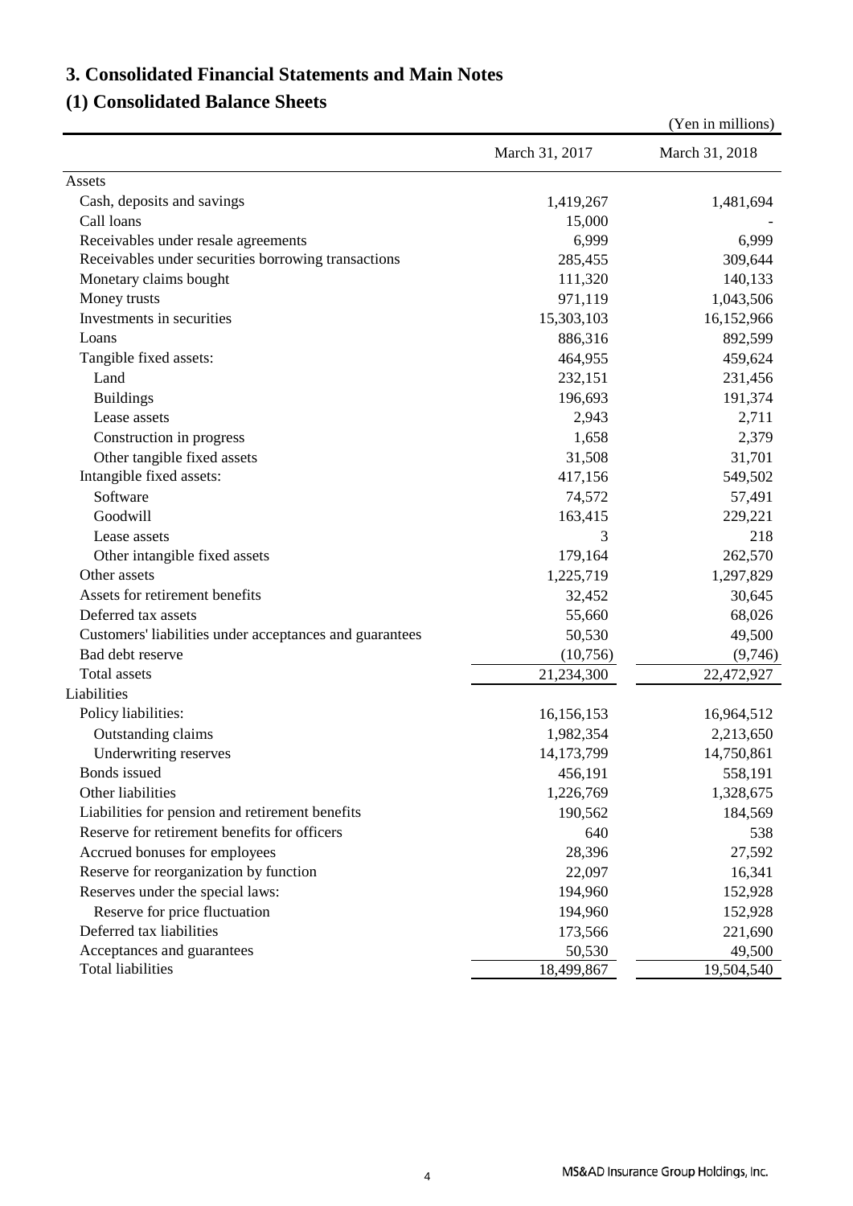# 3. Consolidated Financial Statements and Main Notes

## (1) Consolidated Balance Sheets

(Yen in millions)

| | March 31, 2017 | March 31, 2018 |
|---|---|---|
| Assets | | |
| Cash, deposits and savings | 1,419,267 | 1,481,694 |
| Call loans | 15,000 | - |
| Receivables under resale agreements | 6,999 | 6,999 |
| Receivables under securities borrowing transactions | 285,455 | 309,644 |
| Monetary claims bought | 111,320 | 140,133 |
| Money trusts | 971,119 | 1,043,506 |
| Investments in securities | 15,303,103 | 16,152,966 |
| Loans | 886,316 | 892,599 |
| Tangible fixed assets: | 464,955 | 459,624 |
| Land | 232,151 | 231,456 |
| Buildings | 196,693 | 191,374 |
| Lease assets | 2,943 | 2,711 |
| Construction in progress | 1,658 | 2,379 |
| Other tangible fixed assets | 31,508 | 31,701 |
| Intangible fixed assets: | 417,156 | 549,502 |
| Software | 74,572 | 57,491 |
| Goodwill | 163,415 | 229,221 |
| Lease assets | 3 | 218 |
| Other intangible fixed assets | 179,164 | 262,570 |
| Other assets | 1,225,719 | 1,297,829 |
| Assets for retirement benefits | 32,452 | 30,645 |
| Deferred tax assets | 55,660 | 68,026 |
| Customers' liabilities under acceptances and guarantees | 50,530 | 49,500 |
| Bad debt reserve | (10,756) | (9,746) |
| Total assets | 21,234,300 | 22,472,927 |
| Liabilities | | |
| Policy liabilities: | 16,156,153 | 16,964,512 |
| Outstanding claims | 1,982,354 | 2,213,650 |
| Underwriting reserves | 14,173,799 | 14,750,861 |
| Bonds issued | 456,191 | 558,191 |
| Other liabilities | 1,226,769 | 1,328,675 |
| Liabilities for pension and retirement benefits | 190,562 | 184,569 |
| Reserve for retirement benefits for officers | 640 | 538 |
| Accrued bonuses for employees | 28,396 | 27,592 |
| Reserve for reorganization by function | 22,097 | 16,341 |
| Reserves under the special laws: | 194,960 | 152,928 |
| Reserve for price fluctuation | 194,960 | 152,928 |
| Deferred tax liabilities | 173,566 | 221,690 |
| Acceptances and guarantees | 50,530 | 49,500 |
| Total liabilities | 18,499,867 | 19,504,540 |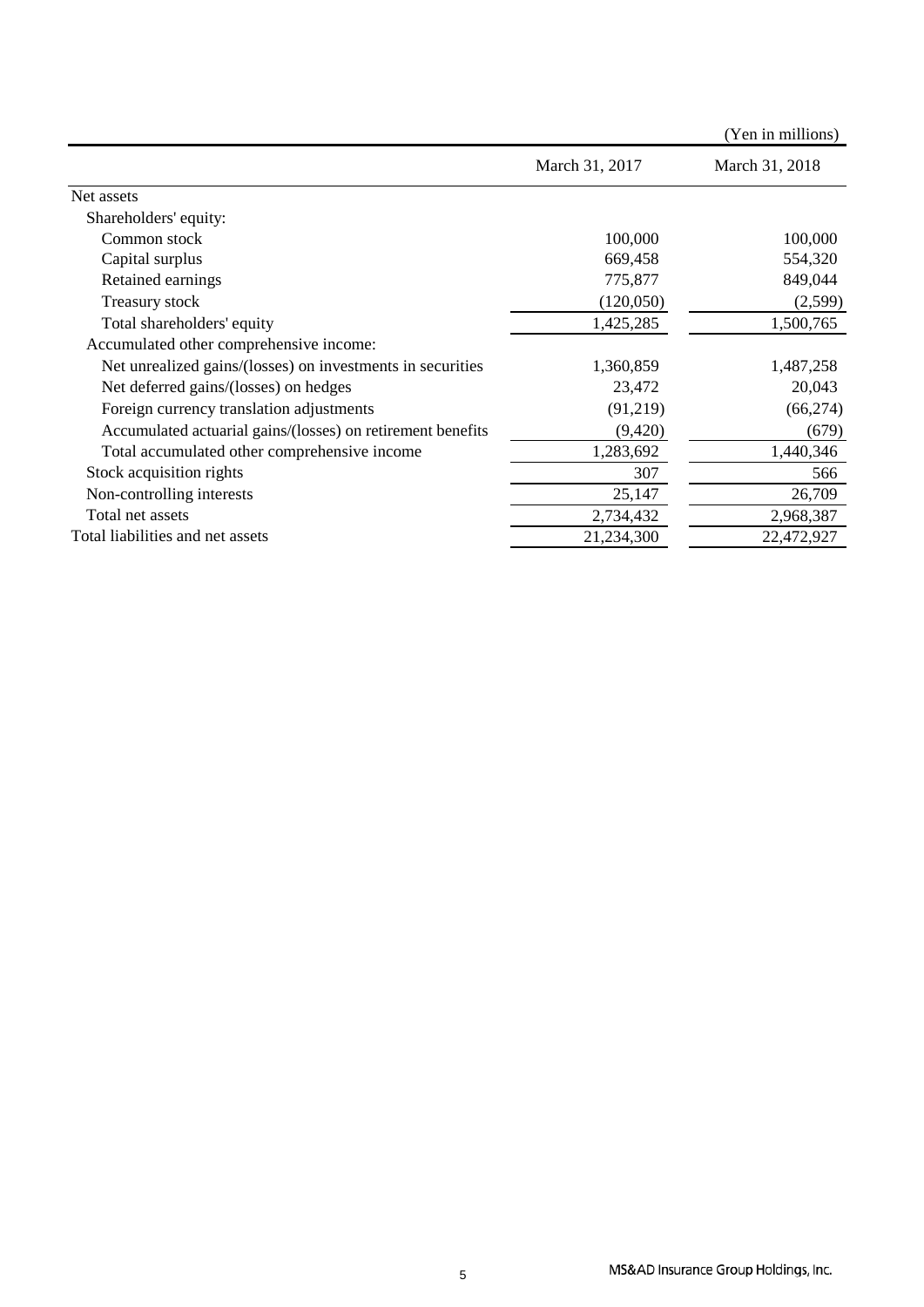(Yen in millions)

| | March 31, 2017 | March 31, 2018 |
|---|---|---|
| Net assets | | |
| Shareholders' equity: | | |
| Common stock | 100,000 | 100,000 |
| Capital surplus | 669,458 | 554,320 |
| Retained earnings | 775,877 | 849,044 |
| Treasury stock | (120,050) | (2,599) |
| Total shareholders' equity | 1,425,285 | 1,500,765 |
| Accumulated other comprehensive income: | | |
| Net unrealized gains/(losses) on investments in securities | 1,360,859 | 1,487,258 |
| Net deferred gains/(losses) on hedges | 23,472 | 20,043 |
| Foreign currency translation adjustments | (91,219) | (66,274) |
| Accumulated actuarial gains/(losses) on retirement benefits | (9,420) | (679) |
| Total accumulated other comprehensive income | 1,283,692 | 1,440,346 |
| Stock acquisition rights | 307 | 566 |
| Non-controlling interests | 25,147 | 26,709 |
| Total net assets | 2,734,432 | 2,968,387 |
| Total liabilities and net assets | 21,234,300 | 22,472,927 |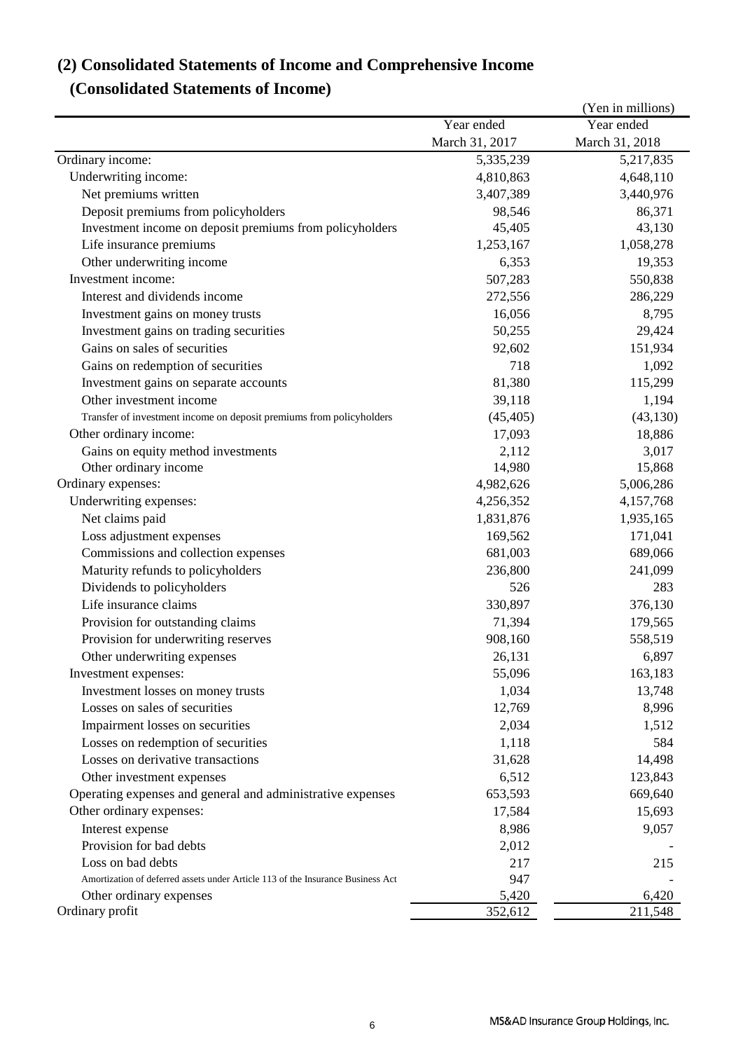## (2) Consolidated Statements of Income and Comprehensive Income

### (Consolidated Statements of Income)

(Yen in millions)

| | Year ended March 31, 2017 | Year ended March 31, 2018 |
|---|---|---|
| Ordinary income: | 5,335,239 | 5,217,835 |
| Underwriting income: | 4,810,863 | 4,648,110 |
| Net premiums written | 3,407,389 | 3,440,976 |
| Deposit premiums from policyholders | 98,546 | 86,371 |
| Investment income on deposit premiums from policyholders | 45,405 | 43,130 |
| Life insurance premiums | 1,253,167 | 1,058,278 |
| Other underwriting income | 6,353 | 19,353 |
| Investment income: | 507,283 | 550,838 |
| Interest and dividends income | 272,556 | 286,229 |
| Investment gains on money trusts | 16,056 | 8,795 |
| Investment gains on trading securities | 50,255 | 29,424 |
| Gains on sales of securities | 92,602 | 151,934 |
| Gains on redemption of securities | 718 | 1,092 |
| Investment gains on separate accounts | 81,380 | 115,299 |
| Other investment income | 39,118 | 1,194 |
| Transfer of investment income on deposit premiums from policyholders | (45,405) | (43,130) |
| Other ordinary income: | 17,093 | 18,886 |
| Gains on equity method investments | 2,112 | 3,017 |
| Other ordinary income | 14,980 | 15,868 |
| Ordinary expenses: | 4,982,626 | 5,006,286 |
| Underwriting expenses: | 4,256,352 | 4,157,768 |
| Net claims paid | 1,831,876 | 1,935,165 |
| Loss adjustment expenses | 169,562 | 171,041 |
| Commissions and collection expenses | 681,003 | 689,066 |
| Maturity refunds to policyholders | 236,800 | 241,099 |
| Dividends to policyholders | 526 | 283 |
| Life insurance claims | 330,897 | 376,130 |
| Provision for outstanding claims | 71,394 | 179,565 |
| Provision for underwriting reserves | 908,160 | 558,519 |
| Other underwriting expenses | 26,131 | 6,897 |
| Investment expenses: | 55,096 | 163,183 |
| Investment losses on money trusts | 1,034 | 13,748 |
| Losses on sales of securities | 12,769 | 8,996 |
| Impairment losses on securities | 2,034 | 1,512 |
| Losses on redemption of securities | 1,118 | 584 |
| Losses on derivative transactions | 31,628 | 14,498 |
| Other investment expenses | 6,512 | 123,843 |
| Operating expenses and general and administrative expenses | 653,593 | 669,640 |
| Other ordinary expenses: | 17,584 | 15,693 |
| Interest expense | 8,986 | 9,057 |
| Provision for bad debts | 2,012 | - |
| Loss on bad debts | 217 | 215 |
| Amortization of deferred assets under Article 113 of the Insurance Business Act | 947 | - |
| Other ordinary expenses | 5,420 | 6,420 |
| Ordinary profit | 352,612 | 211,548 |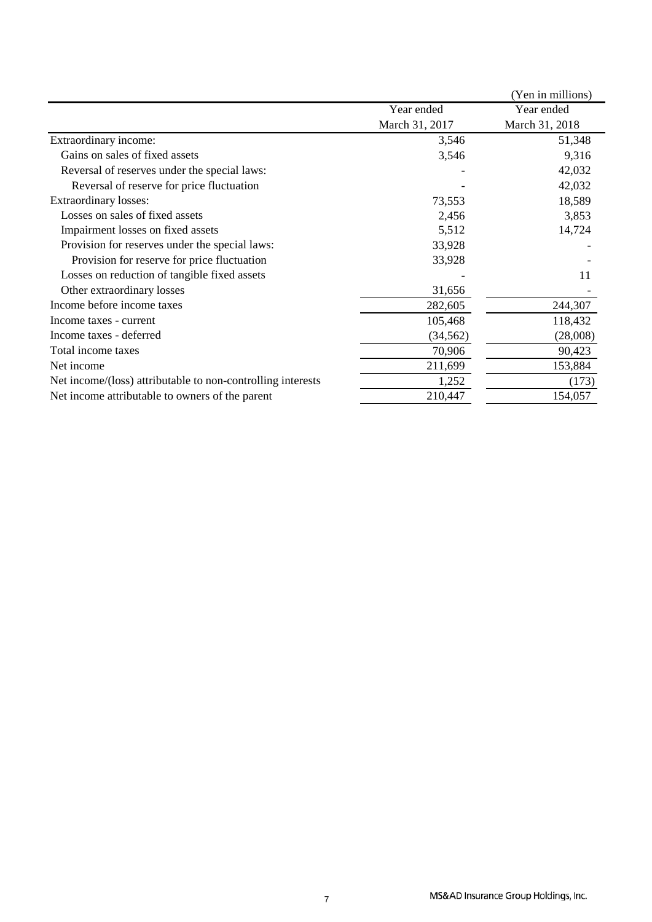(Yen in millions)

| | Year ended March 31, 2017 | Year ended March 31, 2018 |
|---|---|---|
| Extraordinary income: | 3,546 | 51,348 |
| Gains on sales of fixed assets | 3,546 | 9,316 |
| Reversal of reserves under the special laws: | - | 42,032 |
| Reversal of reserve for price fluctuation | - | 42,032 |
| Extraordinary losses: | 73,553 | 18,589 |
| Losses on sales of fixed assets | 2,456 | 3,853 |
| Impairment losses on fixed assets | 5,512 | 14,724 |
| Provision for reserves under the special laws: | 33,928 | - |
| Provision for reserve for price fluctuation | 33,928 | - |
| Losses on reduction of tangible fixed assets | - | 11 |
| Other extraordinary losses | 31,656 | - |
| Income before income taxes | 282,605 | 244,307 |
| Income taxes - current | 105,468 | 118,432 |
| Income taxes - deferred | (34,562) | (28,008) |
| Total income taxes | 70,906 | 90,423 |
| Net income | 211,699 | 153,884 |
| Net income/(loss) attributable to non-controlling interests | 1,252 | (173) |
| Net income attributable to owners of the parent | 210,447 | 154,057 |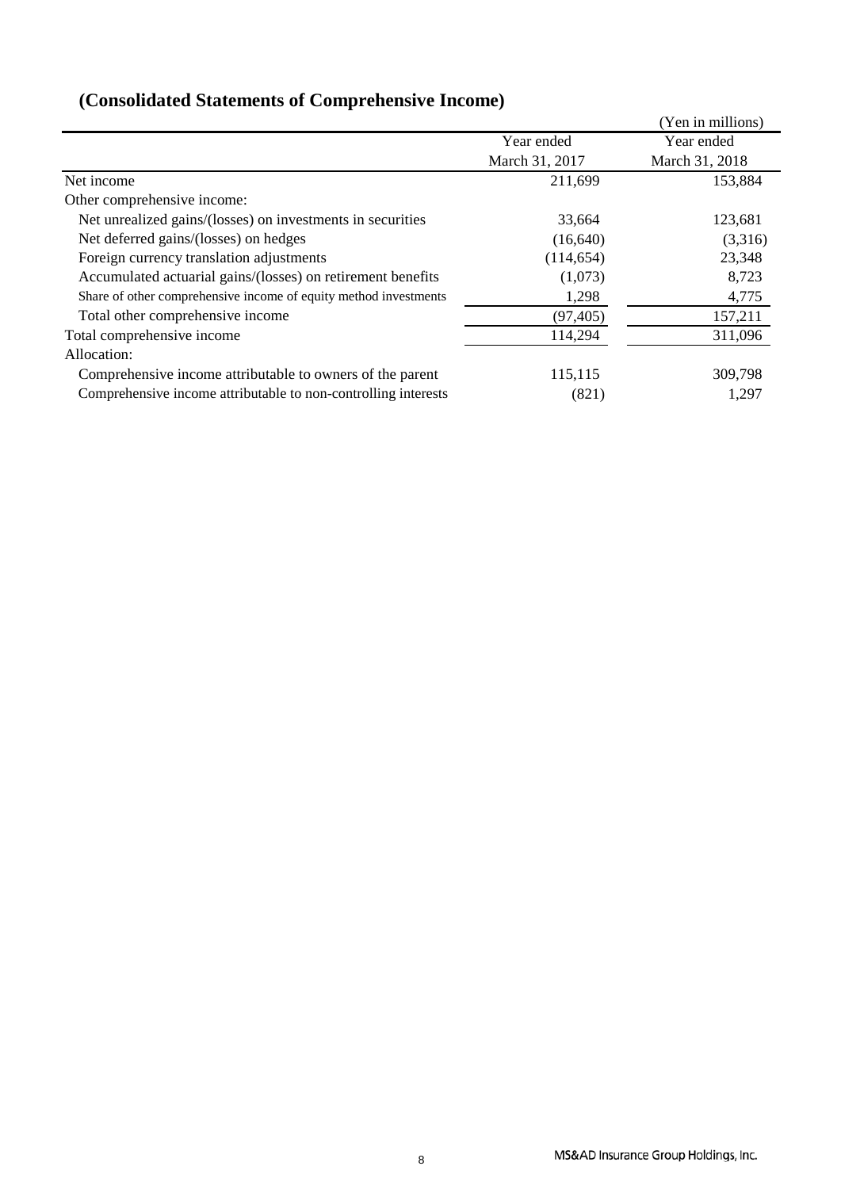## (Consolidated Statements of Comprehensive Income)

(Yen in millions)

| | Year ended March 31, 2017 | Year ended March 31, 2018 |
|---|---|---|
| Net income | 211,699 | 153,884 |
| Other comprehensive income: | | |
| Net unrealized gains/(losses) on investments in securities | 33,664 | 123,681 |
| Net deferred gains/(losses) on hedges | (16,640) | (3,316) |
| Foreign currency translation adjustments | (114,654) | 23,348 |
| Accumulated actuarial gains/(losses) on retirement benefits | (1,073) | 8,723 |
| Share of other comprehensive income of equity method investments | 1,298 | 4,775 |
| Total other comprehensive income | (97,405) | 157,211 |
| Total comprehensive income | 114,294 | 311,096 |
| Allocation: | | |
| Comprehensive income attributable to owners of the parent | 115,115 | 309,798 |
| Comprehensive income attributable to non-controlling interests | (821) | 1,297 |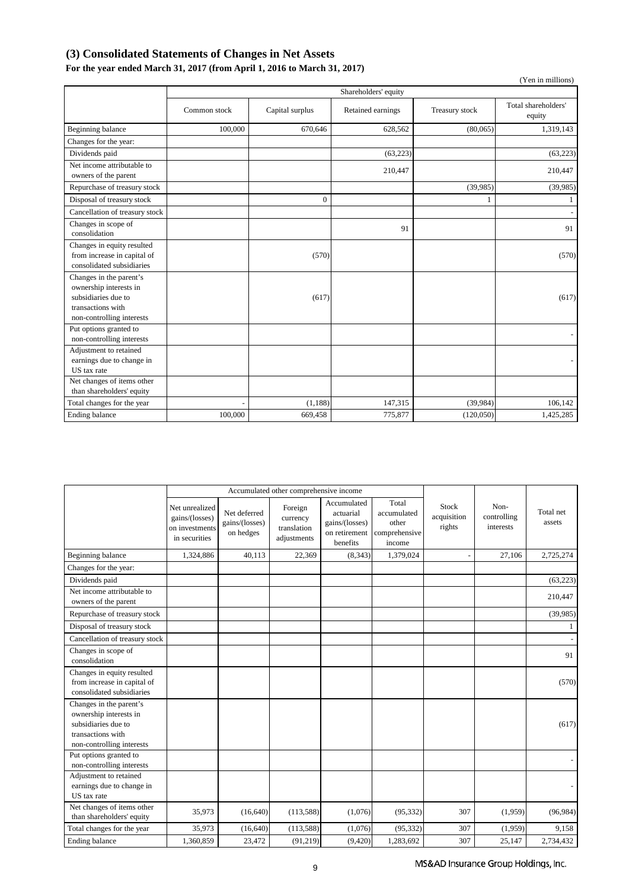## (3) Consolidated Statements of Changes in Net Assets

**For the year ended March 31, 2017 (from April 1, 2016 to March 31, 2017)**

(Yen in millions)

| | Shareholders' equity | | | | |
|---|---|---|---|---|---|
| | Common stock | Capital surplus | Retained earnings | Treasury stock | Total shareholders' equity |
| Beginning balance | 100,000 | 670,646 | 628,562 | (80,065) | 1,319,143 |
| Changes for the year: | | | | | |
| Dividends paid | | | (63,223) | | (63,223) |
| Net income attributable to owners of the parent | | | 210,447 | | 210,447 |
| Repurchase of treasury stock | | | | (39,985) | (39,985) |
| Disposal of treasury stock | | 0 | | 1 | 1 |
| Cancellation of treasury stock | | | | | - |
| Changes in scope of consolidation | | | 91 | | 91 |
| Changes in equity resulted from increase in capital of consolidated subsidiaries | | (570) | | | (570) |
| Changes in the parent's ownership interests in subsidiaries due to transactions with non-controlling interests | | (617) | | | (617) |
| Put options granted to non-controlling interests | | | | | - |
| Adjustment to retained earnings due to change in US tax rate | | | | | - |
| Net changes of items other than shareholders' equity | | | | | |
| Total changes for the year | - | (1,188) | 147,315 | (39,984) | 106,142 |
| Ending balance | 100,000 | 669,458 | 775,877 | (120,050) | 1,425,285 |

| | Accumulated other comprehensive income | | | | | Stock acquisition rights | Non-controlling interests | Total net assets |
|---|---|---|---|---|---|---|---|---|
| | Net unrealized gains/(losses) on investments in securities | Net deferred gains/(losses) on hedges | Foreign currency translation adjustments | Accumulated actuarial gains/(losses) on retirement benefits | Total accumulated other comprehensive income | | | |
| Beginning balance | 1,324,886 | 40,113 | 22,369 | (8,343) | 1,379,024 | - | 27,106 | 2,725,274 |
| Changes for the year: | | | | | | | | |
| Dividends paid | | | | | | | | (63,223) |
| Net income attributable to owners of the parent | | | | | | | | 210,447 |
| Repurchase of treasury stock | | | | | | | | (39,985) |
| Disposal of treasury stock | | | | | | | | 1 |
| Cancellation of treasury stock | | | | | | | | - |
| Changes in scope of consolidation | | | | | | | | 91 |
| Changes in equity resulted from increase in capital of consolidated subsidiaries | | | | | | | | (570) |
| Changes in the parent's ownership interests in subsidiaries due to transactions with non-controlling interests | | | | | | | | (617) |
| Put options granted to non-controlling interests | | | | | | | | - |
| Adjustment to retained earnings due to change in US tax rate | | | | | | | | - |
| Net changes of items other than shareholders' equity | 35,973 | (16,640) | (113,588) | (1,076) | (95,332) | 307 | (1,959) | (96,984) |
| Total changes for the year | 35,973 | (16,640) | (113,588) | (1,076) | (95,332) | 307 | (1,959) | 9,158 |
| Ending balance | 1,360,859 | 23,472 | (91,219) | (9,420) | 1,283,692 | 307 | 25,147 | 2,734,432 |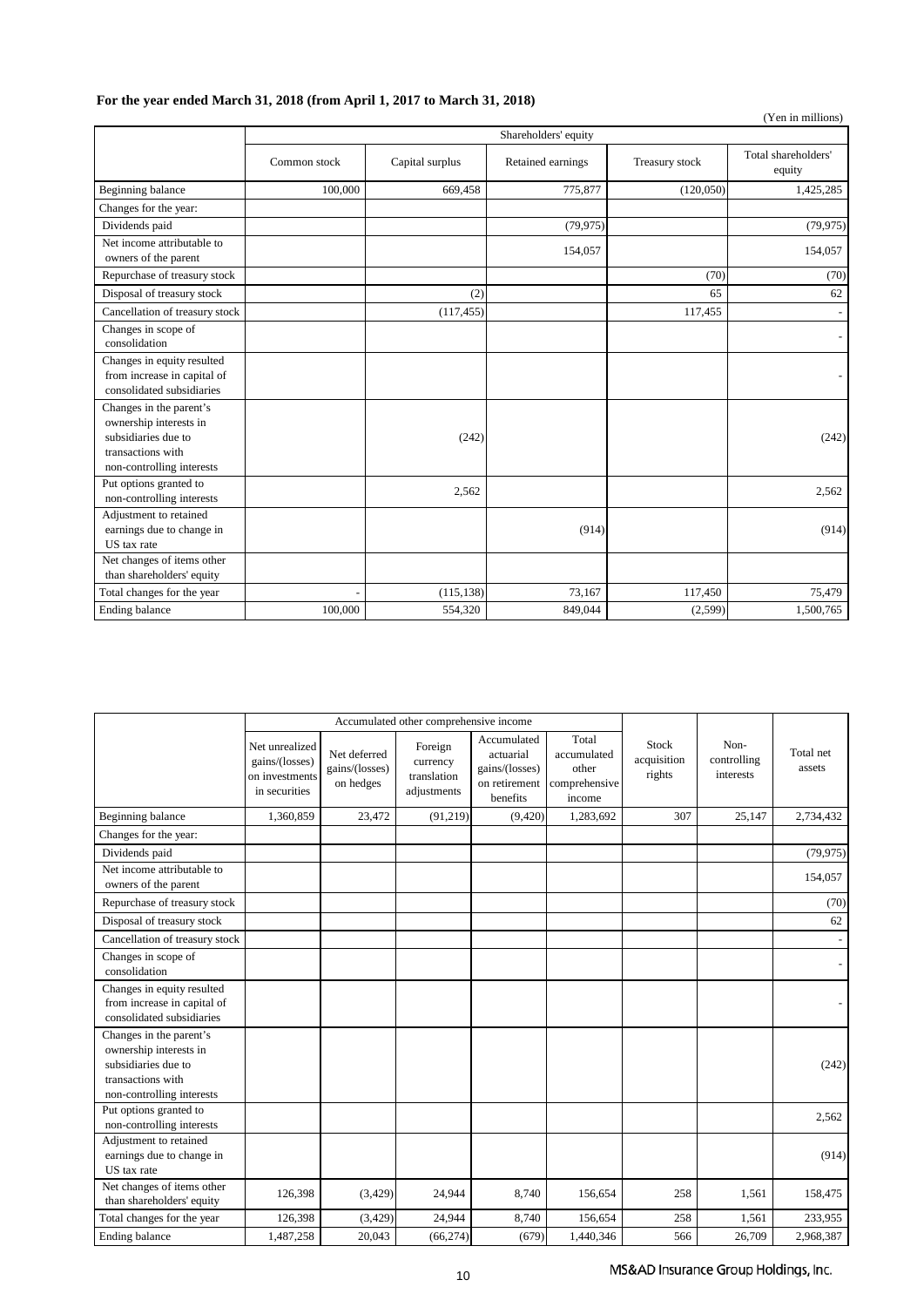**For the year ended March 31, 2018 (from April 1, 2017 to March 31, 2018)**

(Yen in millions)

| | Shareholders' equity | | | | |
|---|---|---|---|---|---|
| | Common stock | Capital surplus | Retained earnings | Treasury stock | Total shareholders' equity |
| Beginning balance | 100,000 | 669,458 | 775,877 | (120,050) | 1,425,285 |
| Changes for the year: | | | | | |
| Dividends paid | | | (79,975) | | (79,975) |
| Net income attributable to owners of the parent | | | 154,057 | | 154,057 |
| Repurchase of treasury stock | | | | (70) | (70) |
| Disposal of treasury stock | | (2) | | 65 | 62 |
| Cancellation of treasury stock | | (117,455) | | 117,455 | - |
| Changes in scope of consolidation | | | | | - |
| Changes in equity resulted from increase in capital of consolidated subsidiaries | | | | | - |
| Changes in the parent's ownership interests in subsidiaries due to transactions with non-controlling interests | | (242) | | | (242) |
| Put options granted to non-controlling interests | | 2,562 | | | 2,562 |
| Adjustment to retained earnings due to change in US tax rate | | | (914) | | (914) |
| Net changes of items other than shareholders' equity | | | | | |
| Total changes for the year | - | (115,138) | 73,167 | 117,450 | 75,479 |
| Ending balance | 100,000 | 554,320 | 849,044 | (2,599) | 1,500,765 |

| | Accumulated other comprehensive income | | | | | Stock acquisition rights | Non-controlling interests | Total net assets |
|---|---|---|---|---|---|---|---|---|
| | Net unrealized gains/(losses) on investments in securities | Net deferred gains/(losses) on hedges | Foreign currency translation adjustments | Accumulated actuarial gains/(losses) on retirement benefits | Total accumulated other comprehensive income | | | |
| Beginning balance | 1,360,859 | 23,472 | (91,219) | (9,420) | 1,283,692 | 307 | 25,147 | 2,734,432 |
| Changes for the year: | | | | | | | | |
| Dividends paid | | | | | | | | (79,975) |
| Net income attributable to owners of the parent | | | | | | | | 154,057 |
| Repurchase of treasury stock | | | | | | | | (70) |
| Disposal of treasury stock | | | | | | | | 62 |
| Cancellation of treasury stock | | | | | | | | - |
| Changes in scope of consolidation | | | | | | | | - |
| Changes in equity resulted from increase in capital of consolidated subsidiaries | | | | | | | | - |
| Changes in the parent's ownership interests in subsidiaries due to transactions with non-controlling interests | | | | | | | | (242) |
| Put options granted to non-controlling interests | | | | | | | | 2,562 |
| Adjustment to retained earnings due to change in US tax rate | | | | | | | | (914) |
| Net changes of items other than shareholders' equity | 126,398 | (3,429) | 24,944 | 8,740 | 156,654 | 258 | 1,561 | 158,475 |
| Total changes for the year | 126,398 | (3,429) | 24,944 | 8,740 | 156,654 | 258 | 1,561 | 233,955 |
| Ending balance | 1,487,258 | 20,043 | (66,274) | (679) | 1,440,346 | 566 | 26,709 | 2,968,387 |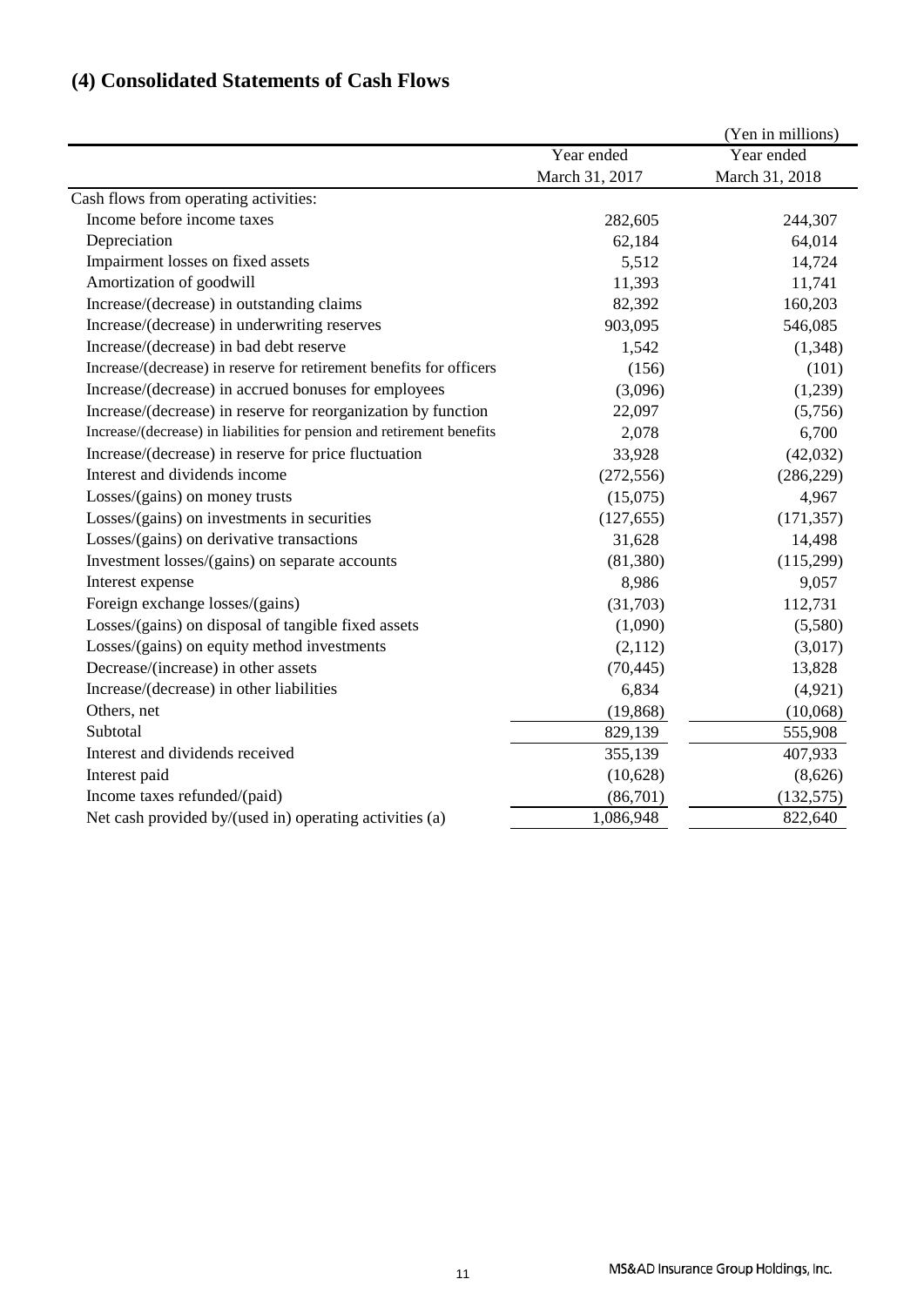## (4) Consolidated Statements of Cash Flows

(Yen in millions)

| | Year ended March 31, 2017 | Year ended March 31, 2018 |
|---|---|---|
| Cash flows from operating activities: | | |
| Income before income taxes | 282,605 | 244,307 |
| Depreciation | 62,184 | 64,014 |
| Impairment losses on fixed assets | 5,512 | 14,724 |
| Amortization of goodwill | 11,393 | 11,741 |
| Increase/(decrease) in outstanding claims | 82,392 | 160,203 |
| Increase/(decrease) in underwriting reserves | 903,095 | 546,085 |
| Increase/(decrease) in bad debt reserve | 1,542 | (1,348) |
| Increase/(decrease) in reserve for retirement benefits for officers | (156) | (101) |
| Increase/(decrease) in accrued bonuses for employees | (3,096) | (1,239) |
| Increase/(decrease) in reserve for reorganization by function | 22,097 | (5,756) |
| Increase/(decrease) in liabilities for pension and retirement benefits | 2,078 | 6,700 |
| Increase/(decrease) in reserve for price fluctuation | 33,928 | (42,032) |
| Interest and dividends income | (272,556) | (286,229) |
| Losses/(gains) on money trusts | (15,075) | 4,967 |
| Losses/(gains) on investments in securities | (127,655) | (171,357) |
| Losses/(gains) on derivative transactions | 31,628 | 14,498 |
| Investment losses/(gains) on separate accounts | (81,380) | (115,299) |
| Interest expense | 8,986 | 9,057 |
| Foreign exchange losses/(gains) | (31,703) | 112,731 |
| Losses/(gains) on disposal of tangible fixed assets | (1,090) | (5,580) |
| Losses/(gains) on equity method investments | (2,112) | (3,017) |
| Decrease/(increase) in other assets | (70,445) | 13,828 |
| Increase/(decrease) in other liabilities | 6,834 | (4,921) |
| Others, net | (19,868) | (10,068) |
| Subtotal | 829,139 | 555,908 |
| Interest and dividends received | 355,139 | 407,933 |
| Interest paid | (10,628) | (8,626) |
| Income taxes refunded/(paid) | (86,701) | (132,575) |
| Net cash provided by/(used in) operating activities (a) | 1,086,948 | 822,640 |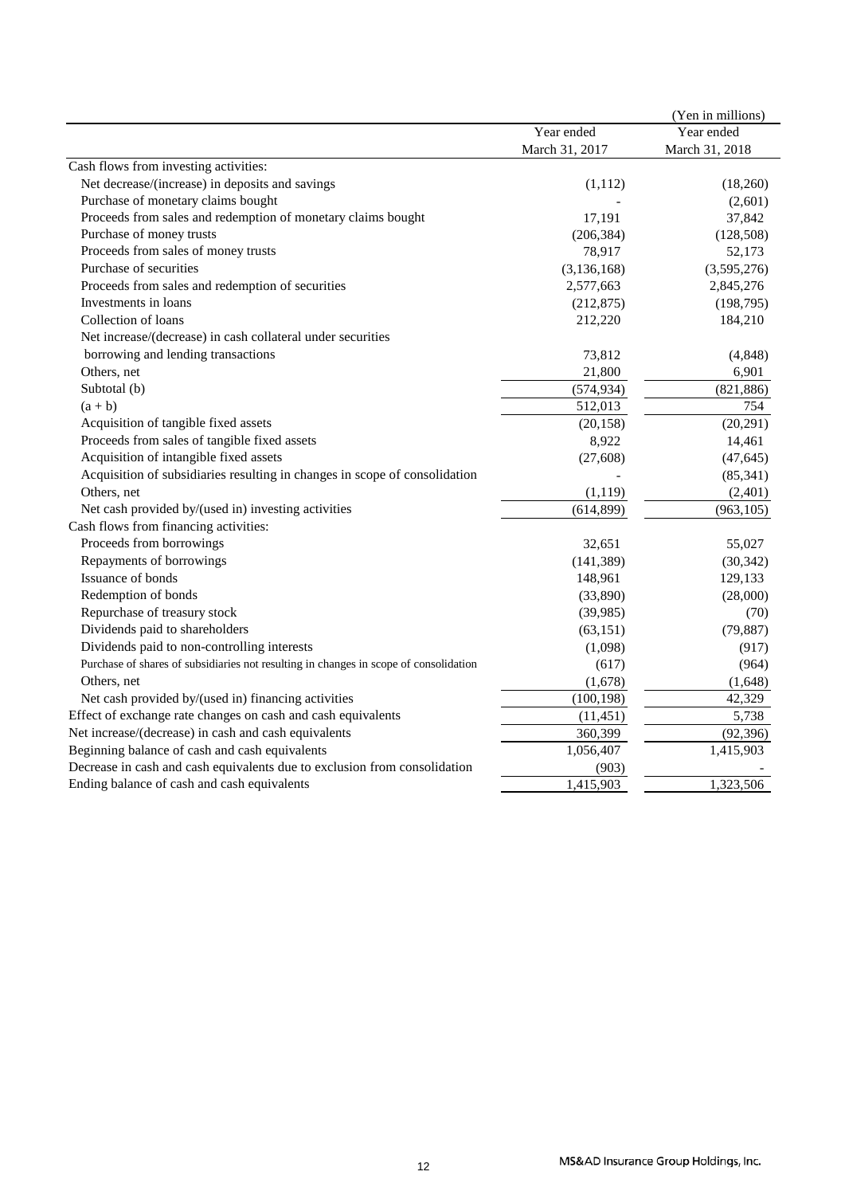(Yen in millions)

| | Year ended March 31, 2017 | Year ended March 31, 2018 |
|---|---|---|
| Cash flows from investing activities: | | |
| Net decrease/(increase) in deposits and savings | (1,112) | (18,260) |
| Purchase of monetary claims bought | - | (2,601) |
| Proceeds from sales and redemption of monetary claims bought | 17,191 | 37,842 |
| Purchase of money trusts | (206,384) | (128,508) |
| Proceeds from sales of money trusts | 78,917 | 52,173 |
| Purchase of securities | (3,136,168) | (3,595,276) |
| Proceeds from sales and redemption of securities | 2,577,663 | 2,845,276 |
| Investments in loans | (212,875) | (198,795) |
| Collection of loans | 212,220 | 184,210 |
| Net increase/(decrease) in cash collateral under securities borrowing and lending transactions | 73,812 | (4,848) |
| Others, net | 21,800 | 6,901 |
| Subtotal (b) | (574,934) | (821,886) |
| (a + b) | 512,013 | 754 |
| Acquisition of tangible fixed assets | (20,158) | (20,291) |
| Proceeds from sales of tangible fixed assets | 8,922 | 14,461 |
| Acquisition of intangible fixed assets | (27,608) | (47,645) |
| Acquisition of subsidiaries resulting in changes in scope of consolidation | - | (85,341) |
| Others, net | (1,119) | (2,401) |
| Net cash provided by/(used in) investing activities | (614,899) | (963,105) |
| Cash flows from financing activities: | | |
| Proceeds from borrowings | 32,651 | 55,027 |
| Repayments of borrowings | (141,389) | (30,342) |
| Issuance of bonds | 148,961 | 129,133 |
| Redemption of bonds | (33,890) | (28,000) |
| Repurchase of treasury stock | (39,985) | (70) |
| Dividends paid to shareholders | (63,151) | (79,887) |
| Dividends paid to non-controlling interests | (1,098) | (917) |
| Purchase of shares of subsidiaries not resulting in changes in scope of consolidation | (617) | (964) |
| Others, net | (1,678) | (1,648) |
| Net cash provided by/(used in) financing activities | (100,198) | 42,329 |
| Effect of exchange rate changes on cash and cash equivalents | (11,451) | 5,738 |
| Net increase/(decrease) in cash and cash equivalents | 360,399 | (92,396) |
| Beginning balance of cash and cash equivalents | 1,056,407 | 1,415,903 |
| Decrease in cash and cash equivalents due to exclusion from consolidation | (903) | - |
| Ending balance of cash and cash equivalents | 1,415,903 | 1,323,506 |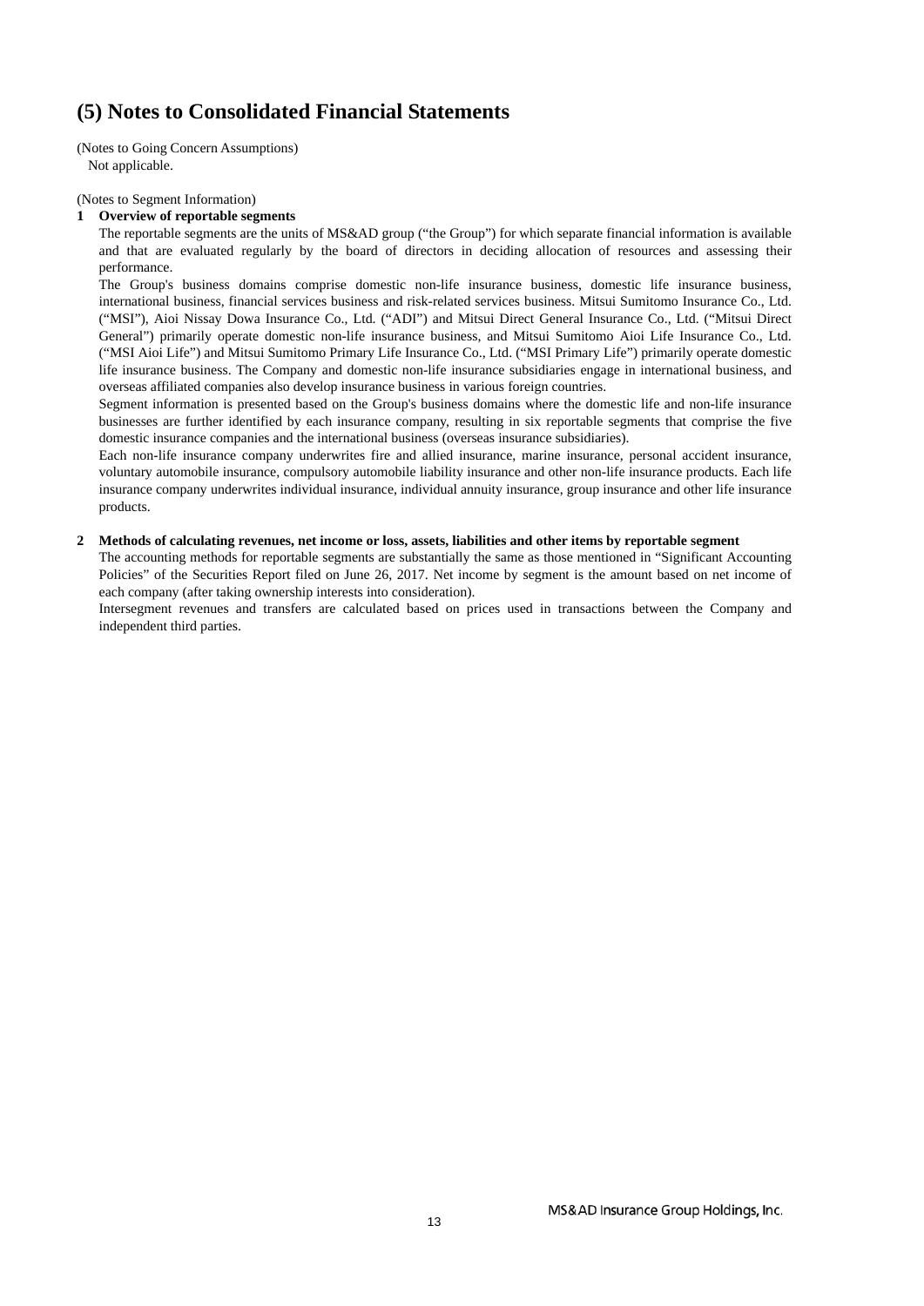# (5) Notes to Consolidated Financial Statements

(Notes to Going Concern Assumptions)
Not applicable.

(Notes to Segment Information)

**1 Overview of reportable segments**

The reportable segments are the units of MS&AD group ("the Group") for which separate financial information is available and that are evaluated regularly by the board of directors in deciding allocation of resources and assessing their performance.

The Group's business domains comprise domestic non-life insurance business, domestic life insurance business, international business, financial services business and risk-related services business. Mitsui Sumitomo Insurance Co., Ltd. ("MSI"), Aioi Nissay Dowa Insurance Co., Ltd. ("ADI") and Mitsui Direct General Insurance Co., Ltd. ("Mitsui Direct General") primarily operate domestic non-life insurance business, and Mitsui Sumitomo Aioi Life Insurance Co., Ltd. ("MSI Aioi Life") and Mitsui Sumitomo Primary Life Insurance Co., Ltd. ("MSI Primary Life") primarily operate domestic life insurance business. The Company and domestic non-life insurance subsidiaries engage in international business, and overseas affiliated companies also develop insurance business in various foreign countries.

Segment information is presented based on the Group's business domains where the domestic life and non-life insurance businesses are further identified by each insurance company, resulting in six reportable segments that comprise the five domestic insurance companies and the international business (overseas insurance subsidiaries).

Each non-life insurance company underwrites fire and allied insurance, marine insurance, personal accident insurance, voluntary automobile insurance, compulsory automobile liability insurance and other non-life insurance products. Each life insurance company underwrites individual insurance, individual annuity insurance, group insurance and other life insurance products.

**2 Methods of calculating revenues, net income or loss, assets, liabilities and other items by reportable segment**

The accounting methods for reportable segments are substantially the same as those mentioned in "Significant Accounting Policies" of the Securities Report filed on June 26, 2017. Net income by segment is the amount based on net income of each company (after taking ownership interests into consideration).

Intersegment revenues and transfers are calculated based on prices used in transactions between the Company and independent third parties.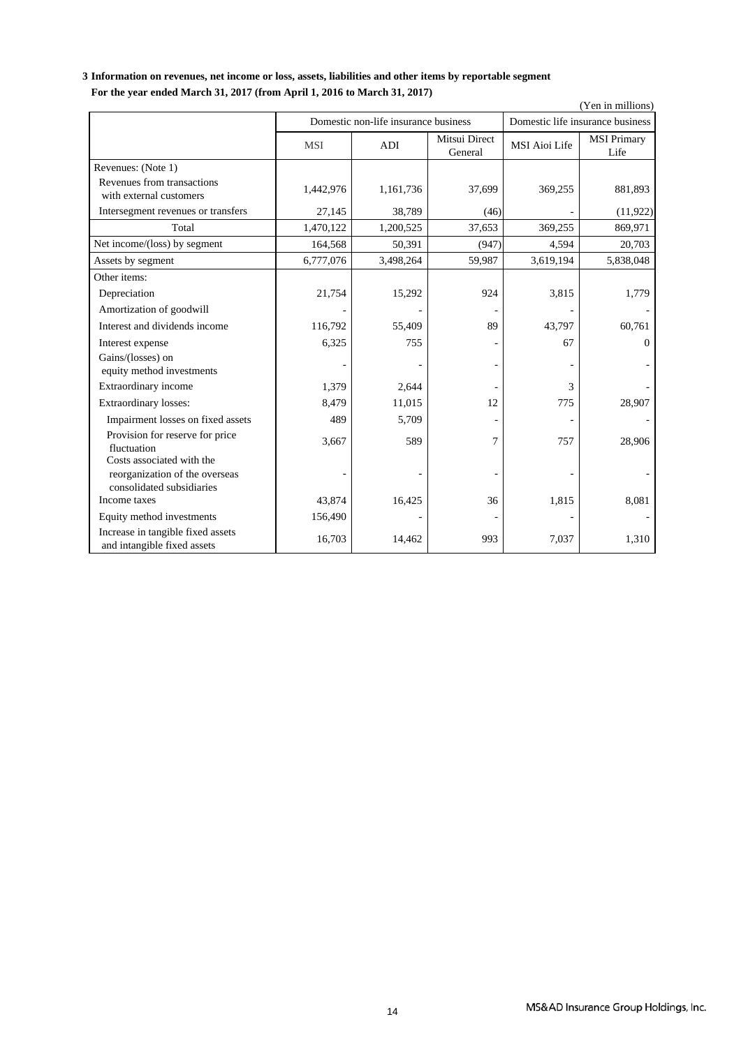**3 Information on revenues, net income or loss, assets, liabilities and other items by reportable segment**

**For the year ended March 31, 2017 (from April 1, 2016 to March 31, 2017)**

(Yen in millions)

| | Domestic non-life insurance business | | | Domestic life insurance business | |
|---|---|---|---|---|---|
| | MSI | ADI | Mitsui Direct General | MSI Aioi Life | MSI Primary Life |
| Revenues: (Note 1) | | | | | |
| Revenues from transactions with external customers | 1,442,976 | 1,161,736 | 37,699 | 369,255 | 881,893 |
| Intersegment revenues or transfers | 27,145 | 38,789 | (46) | - | (11,922) |
| Total | 1,470,122 | 1,200,525 | 37,653 | 369,255 | 869,971 |
| Net income/(loss) by segment | 164,568 | 50,391 | (947) | 4,594 | 20,703 |
| Assets by segment | 6,777,076 | 3,498,264 | 59,987 | 3,619,194 | 5,838,048 |
| Other items: | | | | | |
| Depreciation | 21,754 | 15,292 | 924 | 3,815 | 1,779 |
| Amortization of goodwill | - | - | - | - | - |
| Interest and dividends income | 116,792 | 55,409 | 89 | 43,797 | 60,761 |
| Interest expense | 6,325 | 755 | - | 67 | 0 |
| Gains/(losses) on equity method investments | - | - | - | - | - |
| Extraordinary income | 1,379 | 2,644 | - | 3 | - |
| Extraordinary losses: | 8,479 | 11,015 | 12 | 775 | 28,907 |
| Impairment losses on fixed assets | 489 | 5,709 | - | - | - |
| Provision for reserve for price fluctuation | 3,667 | 589 | 7 | 757 | 28,906 |
| Costs associated with the reorganization of the overseas consolidated subsidiaries | - | - | - | - | - |
| Income taxes | 43,874 | 16,425 | 36 | 1,815 | 8,081 |
| Equity method investments | 156,490 | - | - | - | - |
| Increase in tangible fixed assets and intangible fixed assets | 16,703 | 14,462 | 993 | 7,037 | 1,310 |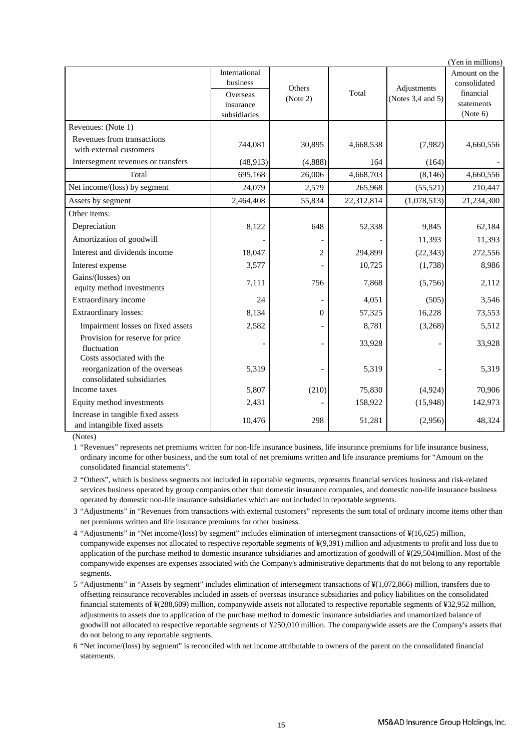(Yen in millions)

| | International business | Others (Note 2) | Total | Adjustments (Notes 3,4 and 5) | Amount on the consolidated financial statements (Note 6) |
|---|---|---|---|---|---|
| | Overseas insurance subsidiaries | | | | |
| Revenues: (Note 1) | | | | | |
| Revenues from transactions with external customers | 744,081 | 30,895 | 4,668,538 | (7,982) | 4,660,556 |
| Intersegment revenues or transfers | (48,913) | (4,888) | 164 | (164) | - |
| Total | 695,168 | 26,006 | 4,668,703 | (8,146) | 4,660,556 |
| Net income/(loss) by segment | 24,079 | 2,579 | 265,968 | (55,521) | 210,447 |
| Assets by segment | 2,464,408 | 55,834 | 22,312,814 | (1,078,513) | 21,234,300 |
| Other items: | | | | | |
| Depreciation | 8,122 | 648 | 52,338 | 9,845 | 62,184 |
| Amortization of goodwill | - | - | - | 11,393 | 11,393 |
| Interest and dividends income | 18,047 | 2 | 294,899 | (22,343) | 272,556 |
| Interest expense | 3,577 | - | 10,725 | (1,738) | 8,986 |
| Gains/(losses) on equity method investments | 7,111 | 756 | 7,868 | (5,756) | 2,112 |
| Extraordinary income | 24 | - | 4,051 | (505) | 3,546 |
| Extraordinary losses: | 8,134 | 0 | 57,325 | 16,228 | 73,553 |
| Impairment losses on fixed assets | 2,582 | - | 8,781 | (3,268) | 5,512 |
| Provision for reserve for price fluctuation | - | - | 33,928 | - | 33,928 |
| Costs associated with the reorganization of the overseas consolidated subsidiaries | 5,319 | - | 5,319 | - | 5,319 |
| Income taxes | 5,807 | (210) | 75,830 | (4,924) | 70,906 |
| Equity method investments | 2,431 | - | 158,922 | (15,948) | 142,973 |
| Increase in tangible fixed assets and intangible fixed assets | 10,476 | 298 | 51,281 | (2,956) | 48,324 |

(Notes)

1 “Revenues” represents net premiums written for non-life insurance business, life insurance premiums for life insurance business, ordinary income for other business, and the sum total of net premiums written and life insurance premiums for “Amount on the consolidated financial statements”.

2 “Others”, which is business segments not included in reportable segments, represents financial services business and risk-related services business operated by group companies other than domestic insurance companies, and domestic non-life insurance business operated by domestic non-life insurance subsidiaries which are not included in reportable segments.

3 “Adjustments” in “Revenues from transactions with external customers” represents the sum total of ordinary income items other than net premiums written and life insurance premiums for other business.

4 “Adjustments” in “Net income/(loss) by segment” includes elimination of intersegment transactions of ¥(16,625) million, companywide expenses not allocated to respective reportable segments of ¥(9,391) million and adjustments to profit and loss due to application of the purchase method to domestic insurance subsidiaries and amortization of goodwill of ¥(29,504)million. Most of the companywide expenses are expenses associated with the Company's administrative departments that do not belong to any reportable segments.

5 “Adjustments” in “Assets by segment” includes elimination of intersegment transactions of ¥(1,072,866) million, transfers due to offsetting reinsurance recoverables included in assets of overseas insurance subsidiaries and policy liabilities on the consolidated financial statements of ¥(288,609) million, companywide assets not allocated to respective reportable segments of ¥32,952 million, adjustments to assets due to application of the purchase method to domestic insurance subsidiaries and unamortized balance of goodwill not allocated to respective reportable segments of ¥250,010 million. The companywide assets are the Company's assets that do not belong to any reportable segments.

6 “Net income/(loss) by segment” is reconciled with net income attributable to owners of the parent on the consolidated financial statements.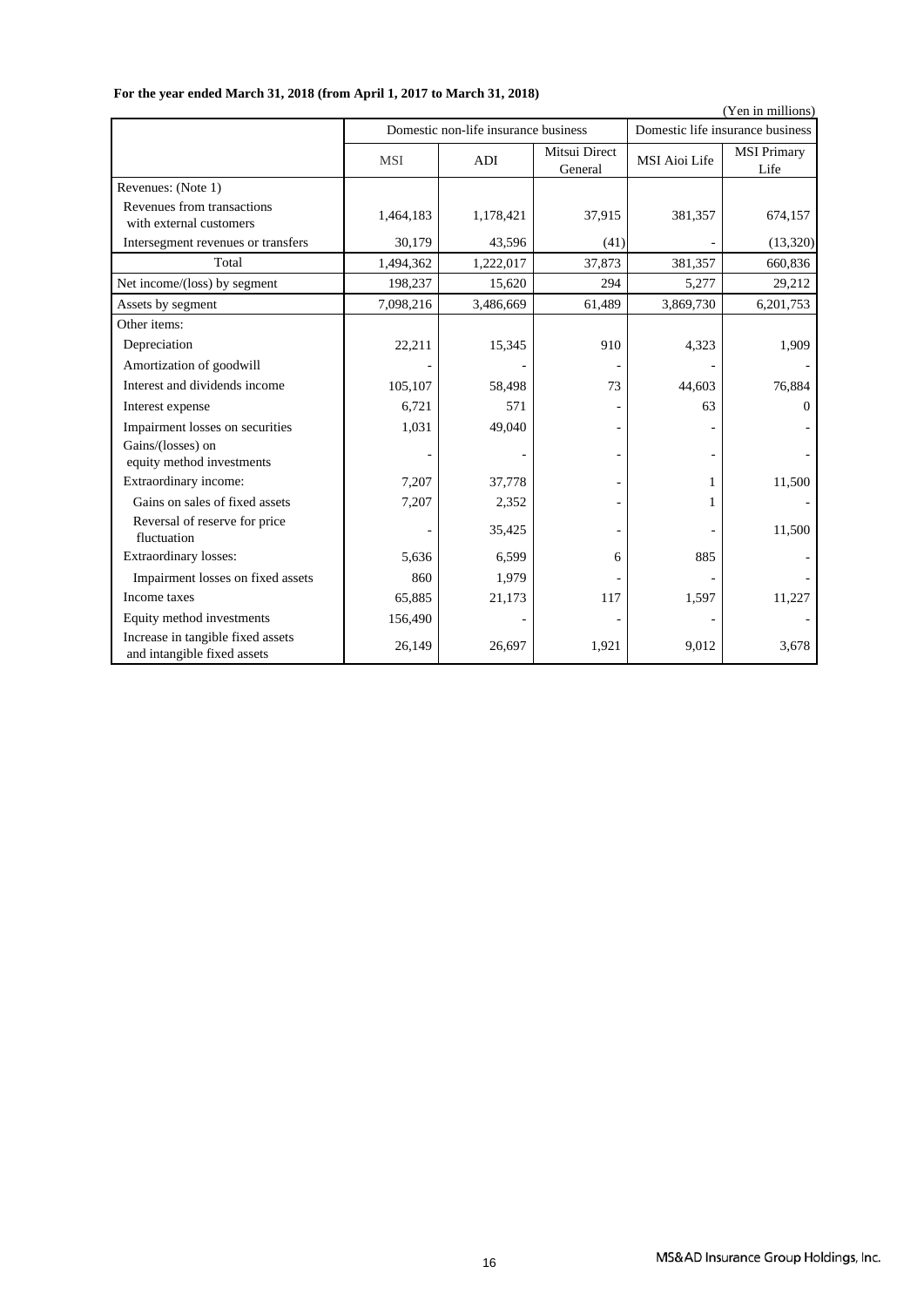**For the year ended March 31, 2018 (from April 1, 2017 to March 31, 2018)**

(Yen in millions)

| | Domestic non-life insurance business | | | Domestic life insurance business | |
|---|---|---|---|---|---|
| | MSI | ADI | Mitsui Direct General | MSI Aioi Life | MSI Primary Life |
| Revenues: (Note 1) | | | | | |
| Revenues from transactions with external customers | 1,464,183 | 1,178,421 | 37,915 | 381,357 | 674,157 |
| Intersegment revenues or transfers | 30,179 | 43,596 | (41) | - | (13,320) |
| Total | 1,494,362 | 1,222,017 | 37,873 | 381,357 | 660,836 |
| Net income/(loss) by segment | 198,237 | 15,620 | 294 | 5,277 | 29,212 |
| Assets by segment | 7,098,216 | 3,486,669 | 61,489 | 3,869,730 | 6,201,753 |
| Other items: | | | | | |
| Depreciation | 22,211 | 15,345 | 910 | 4,323 | 1,909 |
| Amortization of goodwill | - | - | - | - | - |
| Interest and dividends income | 105,107 | 58,498 | 73 | 44,603 | 76,884 |
| Interest expense | 6,721 | 571 | - | 63 | 0 |
| Impairment losses on securities | 1,031 | 49,040 | - | - | - |
| Gains/(losses) on equity method investments | - | - | - | - | - |
| Extraordinary income: | 7,207 | 37,778 | - | 1 | 11,500 |
| Gains on sales of fixed assets | 7,207 | 2,352 | - | 1 | - |
| Reversal of reserve for price fluctuation | - | 35,425 | - | - | 11,500 |
| Extraordinary losses: | 5,636 | 6,599 | 6 | 885 | - |
| Impairment losses on fixed assets | 860 | 1,979 | - | - | - |
| Income taxes | 65,885 | 21,173 | 117 | 1,597 | 11,227 |
| Equity method investments | 156,490 | - | - | - | - |
| Increase in tangible fixed assets and intangible fixed assets | 26,149 | 26,697 | 1,921 | 9,012 | 3,678 |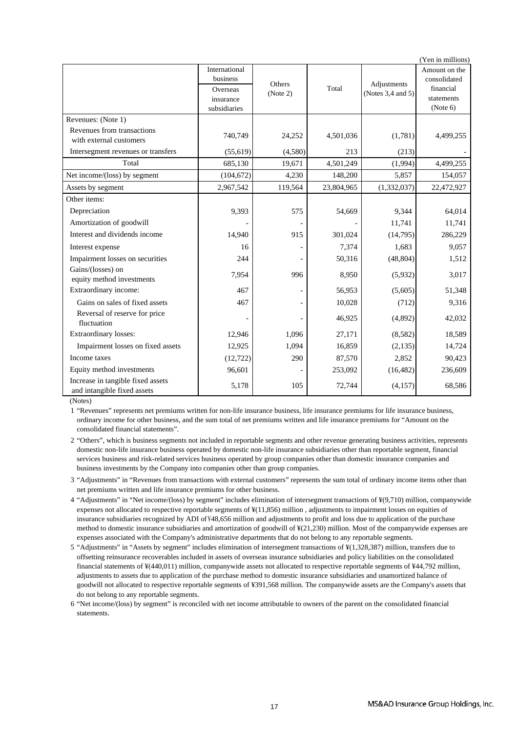(Yen in millions)

| | International business | Others (Note 2) | Total | Adjustments (Notes 3,4 and 5) | Amount on the consolidated financial statements (Note 6) |
|---|---|---|---|---|---|
| | Overseas insurance subsidiaries | | | | |
| Revenues: (Note 1) | | | | | |
| Revenues from transactions with external customers | 740,749 | 24,252 | 4,501,036 | (1,781) | 4,499,255 |
| Intersegment revenues or transfers | (55,619) | (4,580) | 213 | (213) | - |
| Total | 685,130 | 19,671 | 4,501,249 | (1,994) | 4,499,255 |
| Net income/(loss) by segment | (104,672) | 4,230 | 148,200 | 5,857 | 154,057 |
| Assets by segment | 2,967,542 | 119,564 | 23,804,965 | (1,332,037) | 22,472,927 |
| Other items: | | | | | |
| Depreciation | 9,393 | 575 | 54,669 | 9,344 | 64,014 |
| Amortization of goodwill | - | - | - | 11,741 | 11,741 |
| Interest and dividends income | 14,940 | 915 | 301,024 | (14,795) | 286,229 |
| Interest expense | 16 | - | 7,374 | 1,683 | 9,057 |
| Impairment losses on securities | 244 | - | 50,316 | (48,804) | 1,512 |
| Gains/(losses) on equity method investments | 7,954 | 996 | 8,950 | (5,932) | 3,017 |
| Extraordinary income: | 467 | - | 56,953 | (5,605) | 51,348 |
| Gains on sales of fixed assets | 467 | - | 10,028 | (712) | 9,316 |
| Reversal of reserve for price fluctuation | - | - | 46,925 | (4,892) | 42,032 |
| Extraordinary losses: | 12,946 | 1,096 | 27,171 | (8,582) | 18,589 |
| Impairment losses on fixed assets | 12,925 | 1,094 | 16,859 | (2,135) | 14,724 |
| Income taxes | (12,722) | 290 | 87,570 | 2,852 | 90,423 |
| Equity method investments | 96,601 | - | 253,092 | (16,482) | 236,609 |
| Increase in tangible fixed assets and intangible fixed assets | 5,178 | 105 | 72,744 | (4,157) | 68,586 |

(Notes)

1 "Revenues" represents net premiums written for non-life insurance business, life insurance premiums for life insurance business, ordinary income for other business, and the sum total of net premiums written and life insurance premiums for "Amount on the consolidated financial statements".

2 "Others", which is business segments not included in reportable segments and other revenue generating business activities, represents domestic non-life insurance business operated by domestic non-life insurance subsidiaries other than reportable segment, financial services business and risk-related services business operated by group companies other than domestic insurance companies and business investments by the Company into companies other than group companies.

3 "Adjustments" in "Revenues from transactions with external customers" represents the sum total of ordinary income items other than net premiums written and life insurance premiums for other business.

4 "Adjustments" in "Net income/(loss) by segment" includes elimination of intersegment transactions of ¥(9,710) million, companywide expenses not allocated to respective reportable segments of ¥(11,856) million , adjustments to impairment losses on equities of insurance subsidiaries recognized by ADI of¥48,656 million and adjustments to profit and loss due to application of the purchase method to domestic insurance subsidiaries and amortization of goodwill of ¥(21,230) million. Most of the companywide expenses are expenses associated with the Company's administrative departments that do not belong to any reportable segments.

5 "Adjustments" in "Assets by segment" includes elimination of intersegment transactions of ¥(1,328,387) million, transfers due to offsetting reinsurance recoverables included in assets of overseas insurance subsidiaries and policy liabilities on the consolidated financial statements of ¥(440,011) million, companywide assets not allocated to respective reportable segments of ¥44,792 million, adjustments to assets due to application of the purchase method to domestic insurance subsidiaries and unamortized balance of goodwill not allocated to respective reportable segments of ¥391,568 million. The companywide assets are the Company's assets that do not belong to any reportable segments.

6 "Net income/(loss) by segment" is reconciled with net income attributable to owners of the parent on the consolidated financial statements.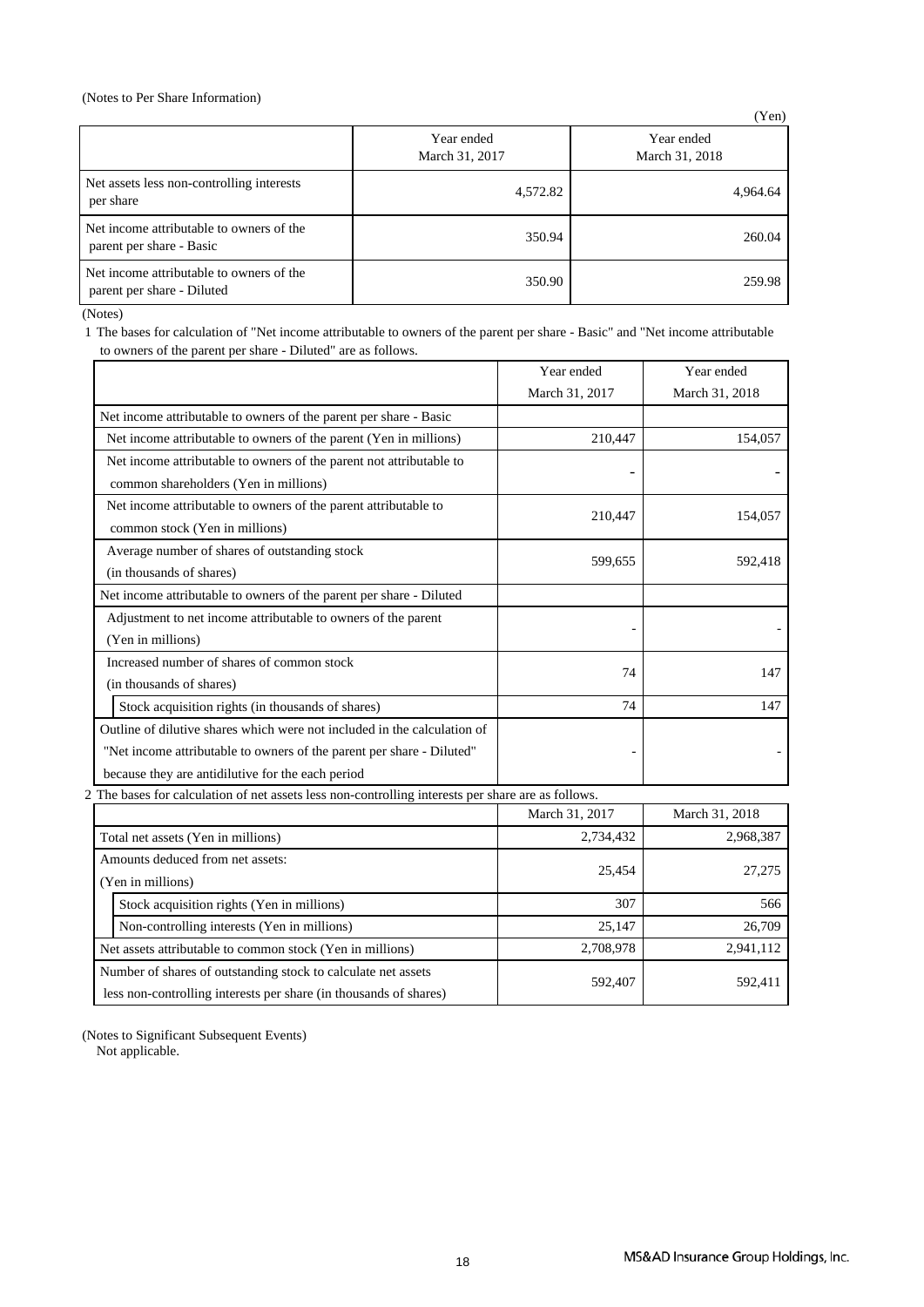(Notes to Per Share Information)

(Yen)

| | Year ended March 31, 2017 | Year ended March 31, 2018 |
|---|---|---|
| Net assets less non-controlling interests per share | 4,572.82 | 4,964.64 |
| Net income attributable to owners of the parent per share - Basic | 350.94 | 260.04 |
| Net income attributable to owners of the parent per share - Diluted | 350.90 | 259.98 |

(Notes)

1 The bases for calculation of "Net income attributable to owners of the parent per share - Basic" and "Net income attributable to owners of the parent per share - Diluted" are as follows.

| | Year ended March 31, 2017 | Year ended March 31, 2018 |
|---|---|---|
| Net income attributable to owners of the parent per share - Basic | | |
| Net income attributable to owners of the parent (Yen in millions) | 210,447 | 154,057 |
| Net income attributable to owners of the parent not attributable to common shareholders (Yen in millions) | - | - |
| Net income attributable to owners of the parent attributable to common stock (Yen in millions) | 210,447 | 154,057 |
| Average number of shares of outstanding stock (in thousands of shares) | 599,655 | 592,418 |
| Net income attributable to owners of the parent per share - Diluted | | |
| Adjustment to net income attributable to owners of the parent (Yen in millions) | - | - |
| Increased number of shares of common stock (in thousands of shares) | 74 | 147 |
| Stock acquisition rights (in thousands of shares) | 74 | 147 |
| Outline of dilutive shares which were not included in the calculation of "Net income attributable to owners of the parent per share - Diluted" because they are antidilutive for the each period | - | - |

2 The bases for calculation of net assets less non-controlling interests per share are as follows.

| | March 31, 2017 | March 31, 2018 |
|---|---|---|
| Total net assets (Yen in millions) | 2,734,432 | 2,968,387 |
| Amounts deduced from net assets: (Yen in millions) | 25,454 | 27,275 |
| Stock acquisition rights (Yen in millions) | 307 | 566 |
| Non-controlling interests (Yen in millions) | 25,147 | 26,709 |
| Net assets attributable to common stock (Yen in millions) | 2,708,978 | 2,941,112 |
| Number of shares of outstanding stock to calculate net assets less non-controlling interests per share (in thousands of shares) | 592,407 | 592,411 |

(Notes to Significant Subsequent Events)

Not applicable.